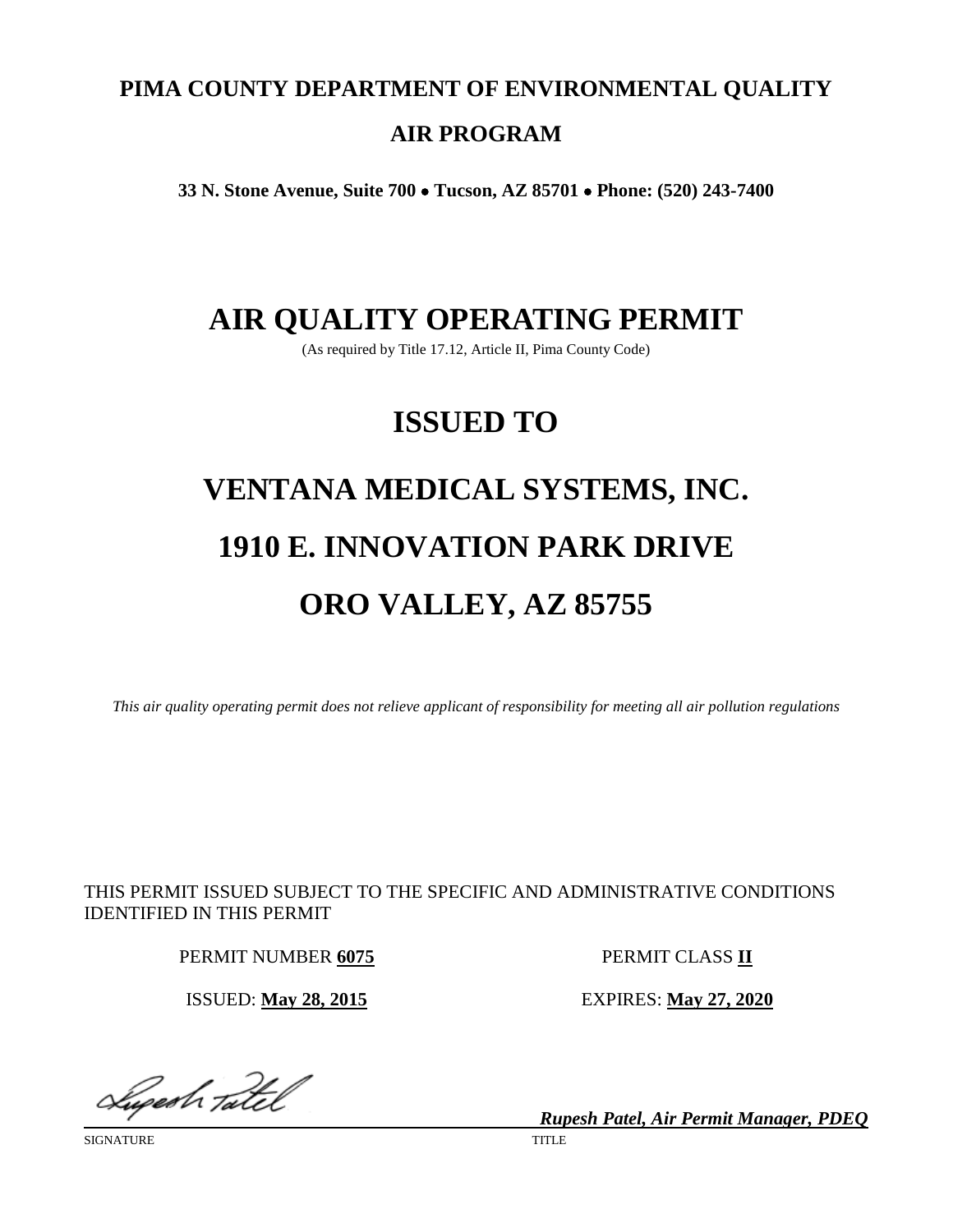# PIMA COUNTY DEPARTMENT OF ENVIRONMENTAL QUALITY

## AIR PROGRAM

**33 N. Stone Avenue, Suite 700 • Tucson, AZ 85701 • Phone: (520) 243-7400**

# AIR QUALITY OPERATING PERMIT

(As required by Title 17.12, Article II, Pima County Code)

# ISSUED TO

# VENTANA MEDICAL SYSTEMS, INC.

# 1910 E. INNOVATION PARK DRIVE

# ORO VALLEY, AZ 85755

*This air quality operating permit does not relieve applicant of responsibility for meeting all air pollution regulations*

THIS PERMIT ISSUED SUBJECT TO THE SPECIFIC AND ADMINISTRATIVE CONDITIONS IDENTIFIED IN THIS PERMIT

PERMIT NUMBER **6075** PERMIT CLASS **II**

ISSUED: **May 28, 2015** EXPIRES: **May 27, 2020**

SIGNATURE

***Rupesh Patel, Air Permit Manager, PDEQ***

TITLE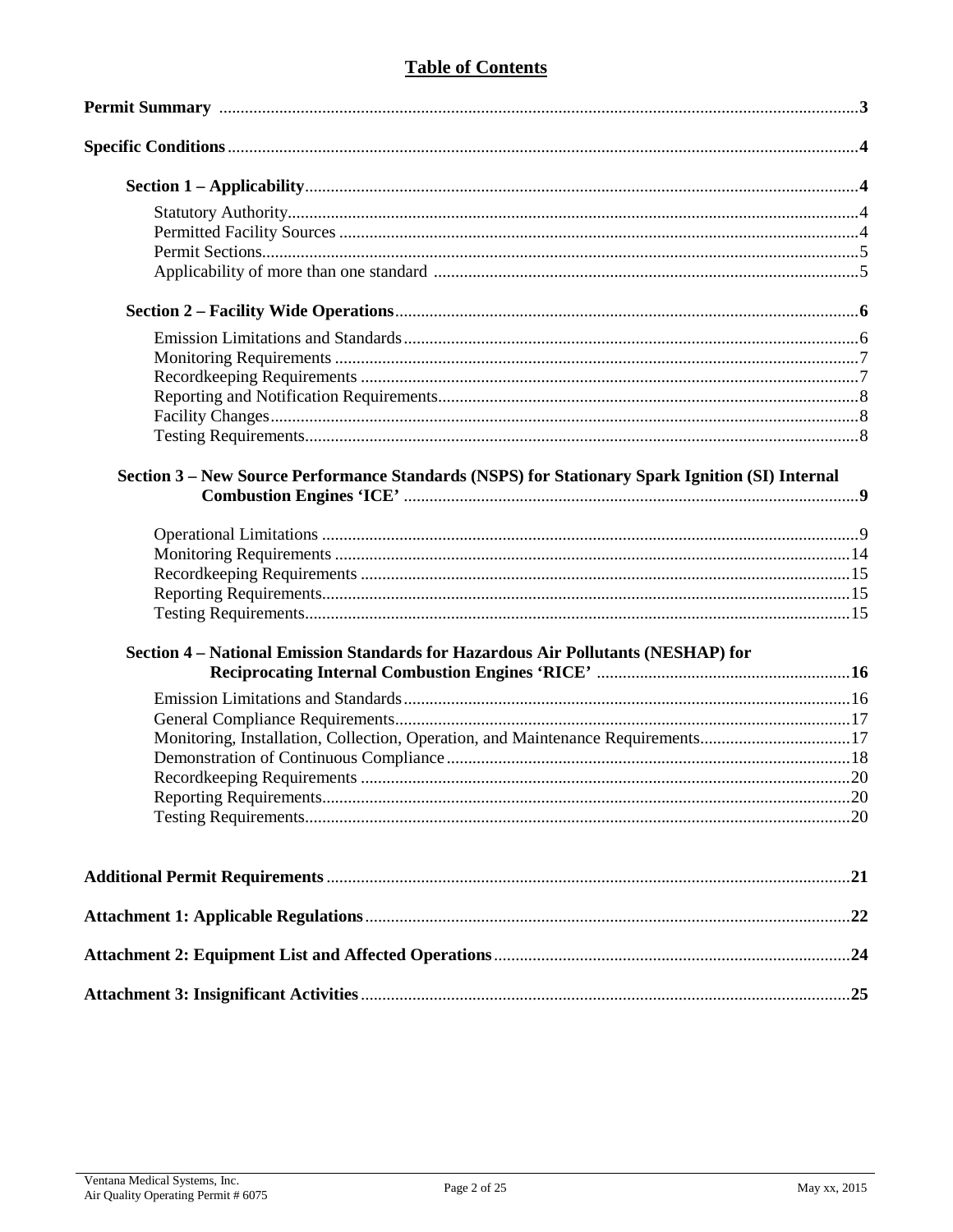# Table of Contents

**Permit Summary** .................................................................................................................................**3**

**Specific Conditions**.................................................................................................................................**4**

**Section 1 – Applicability**..............................................................................................................**4**

- Statutory Authority....................................................................................................................4
- Permitted Facility Sources ........................................................................................................4
- Permit Sections..........................................................................................................................5
- Applicability of more than one standard ...................................................................................5

**Section 2 – Facility Wide Operations**..........................................................................................**6**

- Emission Limitations and Standards.........................................................................................6
- Monitoring Requirements .........................................................................................................7
- Recordkeeping Requirements ...................................................................................................7
- Reporting and Notification Requirements.................................................................................8
- Facility Changes........................................................................................................................8
- Testing Requirements................................................................................................................8

**Section 3 – New Source Performance Standards (NSPS) for Stationary Spark Ignition (SI) Internal Combustion Engines 'ICE'** ..........................................................................................**9**

- Operational Limitations ............................................................................................................9
- Monitoring Requirements .......................................................................................................14
- Recordkeeping Requirements .................................................................................................15
- Reporting Requirements..........................................................................................................15
- Testing Requirements..............................................................................................................15

**Section 4 – National Emission Standards for Hazardous Air Pollutants (NESHAP) for Reciprocating Internal Combustion Engines 'RICE'** ...........................................................**16**

- Emission Limitations and Standards........................................................................................16
- General Compliance Requirements..........................................................................................17
- Monitoring, Installation, Collection, Operation, and Maintenance Requirements...................17
- Demonstration of Continuous Compliance .............................................................................18
- Recordkeeping Requirements .................................................................................................20
- Reporting Requirements..........................................................................................................20
- Testing Requirements..............................................................................................................20

**Additional Permit Requirements** .........................................................................................................**21**

**Attachment 1: Applicable Regulations**.................................................................................................**22**

**Attachment 2: Equipment List and Affected Operations**..................................................................**24**

**Attachment 3: Insignificant Activities**..................................................................................................**25**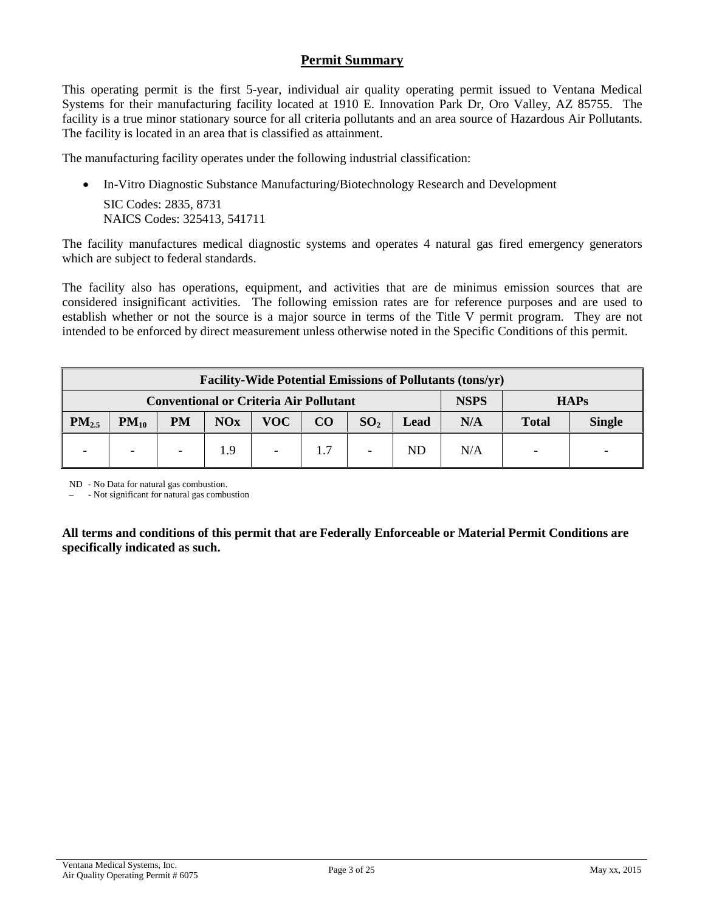## Permit Summary

This operating permit is the first 5-year, individual air quality operating permit issued to Ventana Medical Systems for their manufacturing facility located at 1910 E. Innovation Park Dr, Oro Valley, AZ 85755. The facility is a true minor stationary source for all criteria pollutants and an area source of Hazardous Air Pollutants. The facility is located in an area that is classified as attainment.

The manufacturing facility operates under the following industrial classification:

- In-Vitro Diagnostic Substance Manufacturing/Biotechnology Research and Development

  SIC Codes: 2835, 8731
  NAICS Codes: 325413, 541711

The facility manufactures medical diagnostic systems and operates 4 natural gas fired emergency generators which are subject to federal standards.

The facility also has operations, equipment, and activities that are de minimus emission sources that are considered insignificant activities. The following emission rates are for reference purposes and are used to establish whether or not the source is a major source in terms of the Title V permit program. They are not intended to be enforced by direct measurement unless otherwise noted in the Specific Conditions of this permit.

| Facility-Wide Potential Emissions of Pollutants (tons/yr) | | | | | | | | | | |
|---|---|---|---|---|---|---|---|---|---|---|
| Conventional or Criteria Air Pollutant | | | | | | | | NSPS | HAPs | |
| $PM_{2.5}$ | $PM_{10}$ | PM | NOx | VOC | CO | $SO_2$ | Lead | N/A | Total | Single |
| - | - | - | 1.9 | - | 1.7 | - | ND | N/A | - | - |

ND - No Data for natural gas combustion.
– - Not significant for natural gas combustion

**All terms and conditions of this permit that are Federally Enforceable or Material Permit Conditions are specifically indicated as such.**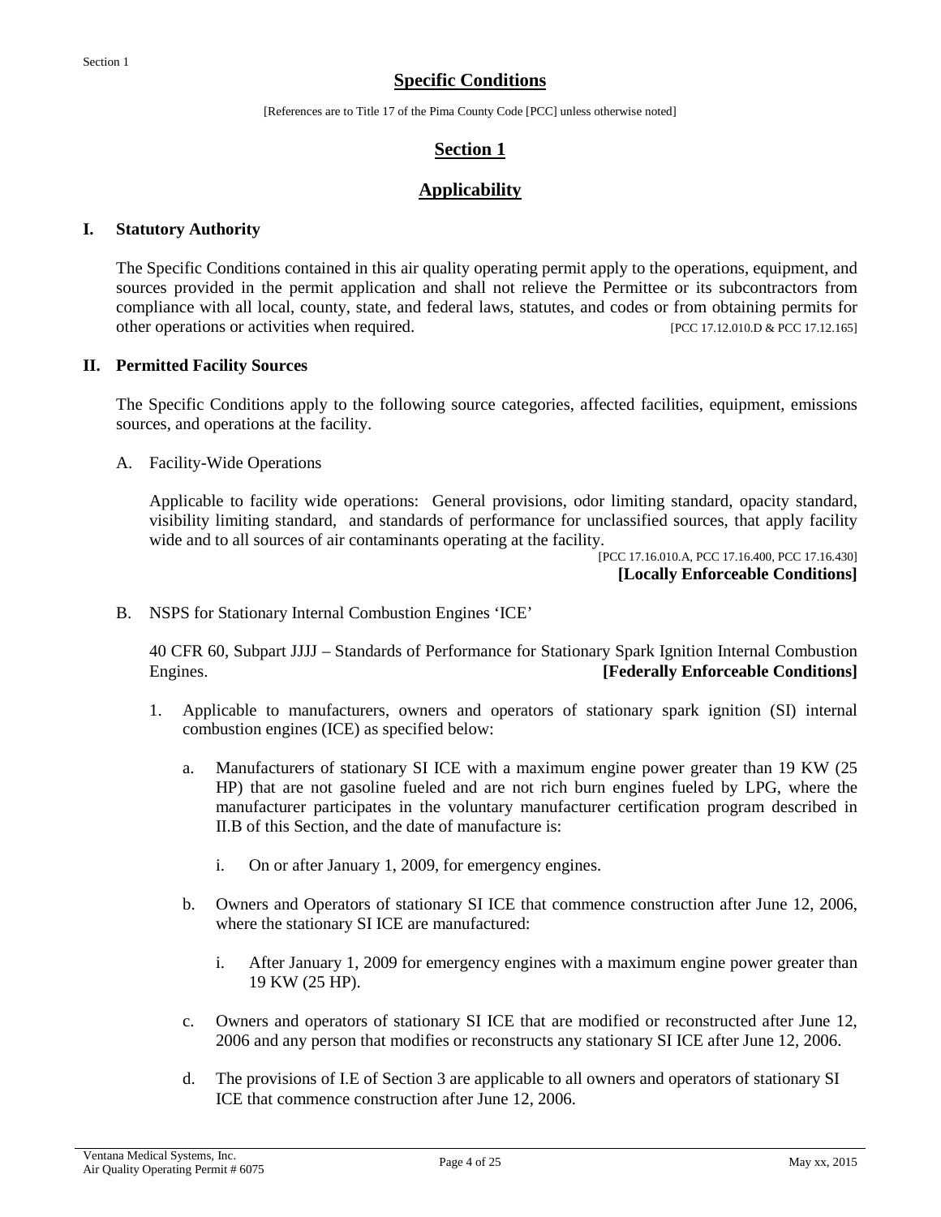## Specific Conditions

[References are to Title 17 of the Pima County Code [PCC] unless otherwise noted]

## Section 1

## Applicability

### I. Statutory Authority

The Specific Conditions contained in this air quality operating permit apply to the operations, equipment, and sources provided in the permit application and shall not relieve the Permittee or its subcontractors from compliance with all local, county, state, and federal laws, statutes, and codes or from obtaining permits for other operations or activities when required. [PCC 17.12.010.D & PCC 17.12.165]

### II. Permitted Facility Sources

The Specific Conditions apply to the following source categories, affected facilities, equipment, emissions sources, and operations at the facility.

A. Facility-Wide Operations

Applicable to facility wide operations: General provisions, odor limiting standard, opacity standard, visibility limiting standard, and standards of performance for unclassified sources, that apply facility wide and to all sources of air contaminants operating at the facility.

[PCC 17.16.010.A, PCC 17.16.400, PCC 17.16.430]
**[Locally Enforceable Conditions]**

B. NSPS for Stationary Internal Combustion Engines 'ICE'

40 CFR 60, Subpart JJJJ – Standards of Performance for Stationary Spark Ignition Internal Combustion Engines. **[Federally Enforceable Conditions]**

1. Applicable to manufacturers, owners and operators of stationary spark ignition (SI) internal combustion engines (ICE) as specified below:

   a. Manufacturers of stationary SI ICE with a maximum engine power greater than 19 KW (25 HP) that are not gasoline fueled and are not rich burn engines fueled by LPG, where the manufacturer participates in the voluntary manufacturer certification program described in II.B of this Section, and the date of manufacture is:

      i. On or after January 1, 2009, for emergency engines.

   b. Owners and Operators of stationary SI ICE that commence construction after June 12, 2006, where the stationary SI ICE are manufactured:

      i. After January 1, 2009 for emergency engines with a maximum engine power greater than 19 KW (25 HP).

   c. Owners and operators of stationary SI ICE that are modified or reconstructed after June 12, 2006 and any person that modifies or reconstructs any stationary SI ICE after June 12, 2006.

   d. The provisions of I.E of Section 3 are applicable to all owners and operators of stationary SI ICE that commence construction after June 12, 2006.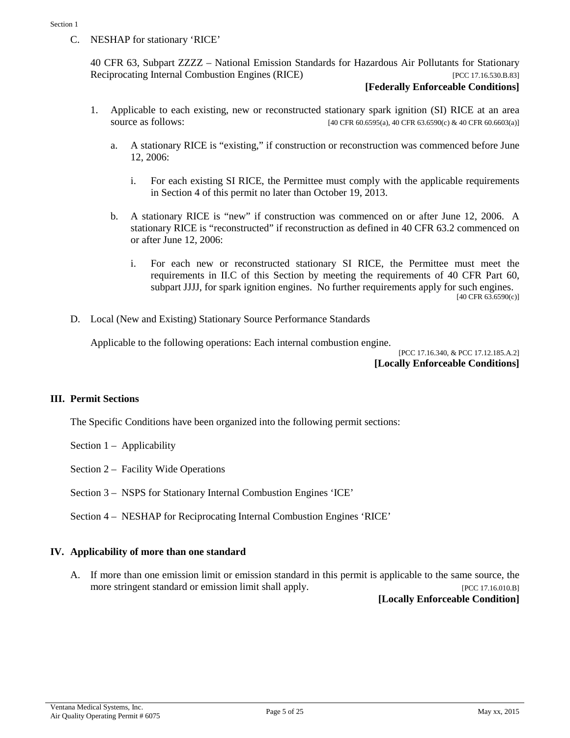C. NESHAP for stationary 'RICE'

40 CFR 63, Subpart ZZZZ – National Emission Standards for Hazardous Air Pollutants for Stationary Reciprocating Internal Combustion Engines (RICE) [PCC 17.16.530.B.83]

**[Federally Enforceable Conditions]**

1. Applicable to each existing, new or reconstructed stationary spark ignition (SI) RICE at an area source as follows: [40 CFR 60.6595(a), 40 CFR 63.6590(c) & 40 CFR 60.6603(a)]

   a. A stationary RICE is "existing," if construction or reconstruction was commenced before June 12, 2006:

      i. For each existing SI RICE, the Permittee must comply with the applicable requirements in Section 4 of this permit no later than October 19, 2013.

   b. A stationary RICE is "new" if construction was commenced on or after June 12, 2006. A stationary RICE is "reconstructed" if reconstruction as defined in 40 CFR 63.2 commenced on or after June 12, 2006:

      i. For each new or reconstructed stationary SI RICE, the Permittee must meet the requirements in II.C of this Section by meeting the requirements of 40 CFR Part 60, subpart JJJJ, for spark ignition engines. No further requirements apply for such engines. [40 CFR 63.6590(c)]

D. Local (New and Existing) Stationary Source Performance Standards

Applicable to the following operations: Each internal combustion engine.

[PCC 17.16.340, & PCC 17.12.185.A.2]

**[Locally Enforceable Conditions]**

## III. Permit Sections

The Specific Conditions have been organized into the following permit sections:

Section 1 – Applicability

Section 2 – Facility Wide Operations

Section 3 – NSPS for Stationary Internal Combustion Engines 'ICE'

Section 4 – NESHAP for Reciprocating Internal Combustion Engines 'RICE'

## IV. Applicability of more than one standard

A. If more than one emission limit or emission standard in this permit is applicable to the same source, the more stringent standard or emission limit shall apply. [PCC 17.16.010.B]

**[Locally Enforceable Condition]**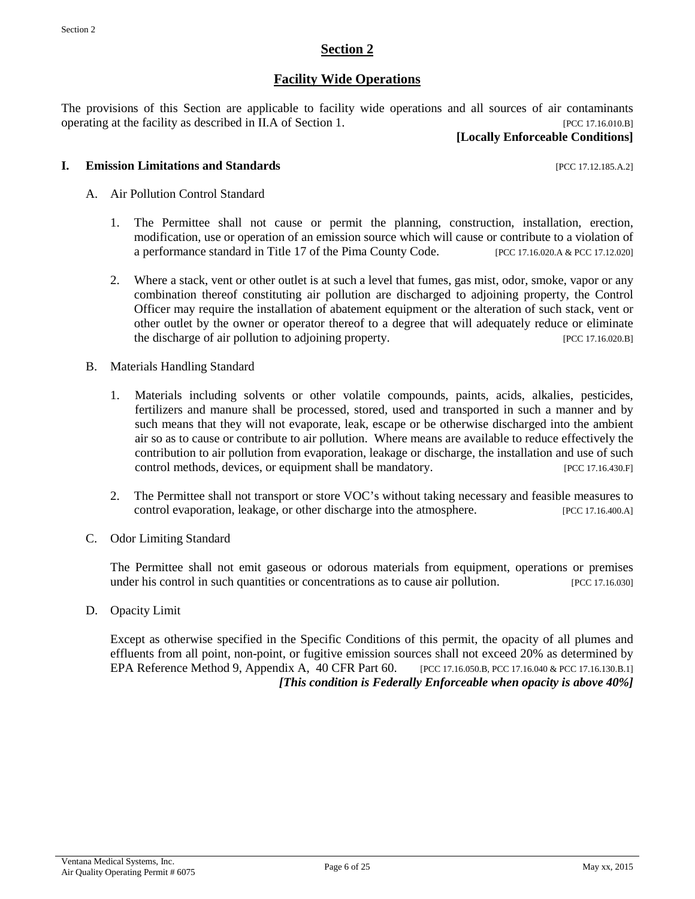# Section 2

## Facility Wide Operations

The provisions of this Section are applicable to facility wide operations and all sources of air contaminants operating at the facility as described in II.A of Section 1. [PCC 17.16.010.B]

**[Locally Enforceable Conditions]**

### I. Emission Limitations and Standards [PCC 17.12.185.A.2]

A. Air Pollution Control Standard

1. The Permittee shall not cause or permit the planning, construction, installation, erection, modification, use or operation of an emission source which will cause or contribute to a violation of a performance standard in Title 17 of the Pima County Code. [PCC 17.16.020.A & PCC 17.12.020]

2. Where a stack, vent or other outlet is at such a level that fumes, gas mist, odor, smoke, vapor or any combination thereof constituting air pollution are discharged to adjoining property, the Control Officer may require the installation of abatement equipment or the alteration of such stack, vent or other outlet by the owner or operator thereof to a degree that will adequately reduce or eliminate the discharge of air pollution to adjoining property. [PCC 17.16.020.B]

B. Materials Handling Standard

1. Materials including solvents or other volatile compounds, paints, acids, alkalies, pesticides, fertilizers and manure shall be processed, stored, used and transported in such a manner and by such means that they will not evaporate, leak, escape or be otherwise discharged into the ambient air so as to cause or contribute to air pollution. Where means are available to reduce effectively the contribution to air pollution from evaporation, leakage or discharge, the installation and use of such control methods, devices, or equipment shall be mandatory. [PCC 17.16.430.F]

2. The Permittee shall not transport or store VOC's without taking necessary and feasible measures to control evaporation, leakage, or other discharge into the atmosphere. [PCC 17.16.400.A]

C. Odor Limiting Standard

The Permittee shall not emit gaseous or odorous materials from equipment, operations or premises under his control in such quantities or concentrations as to cause air pollution. [PCC 17.16.030]

D. Opacity Limit

Except as otherwise specified in the Specific Conditions of this permit, the opacity of all plumes and effluents from all point, non-point, or fugitive emission sources shall not exceed 20% as determined by EPA Reference Method 9, Appendix A, 40 CFR Part 60. [PCC 17.16.050.B, PCC 17.16.040 & PCC 17.16.130.B.1]

***[This condition is Federally Enforceable when opacity is above 40%]***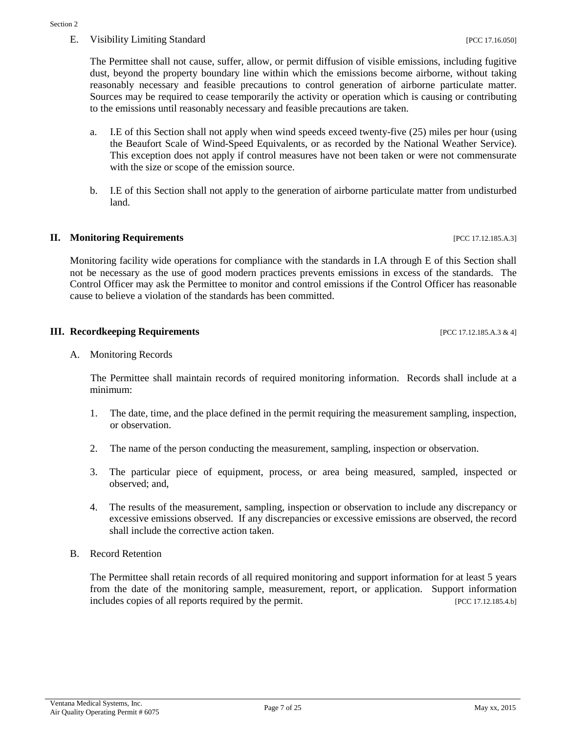E. Visibility Limiting Standard [PCC 17.16.050]

The Permittee shall not cause, suffer, allow, or permit diffusion of visible emissions, including fugitive dust, beyond the property boundary line within which the emissions become airborne, without taking reasonably necessary and feasible precautions to control generation of airborne particulate matter. Sources may be required to cease temporarily the activity or operation which is causing or contributing to the emissions until reasonably necessary and feasible precautions are taken.

a. I.E of this Section shall not apply when wind speeds exceed twenty-five (25) miles per hour (using the Beaufort Scale of Wind-Speed Equivalents, or as recorded by the National Weather Service). This exception does not apply if control measures have not been taken or were not commensurate with the size or scope of the emission source.

b. I.E of this Section shall not apply to the generation of airborne particulate matter from undisturbed land.

## II. Monitoring Requirements [PCC 17.12.185.A.3]

Monitoring facility wide operations for compliance with the standards in I.A through E of this Section shall not be necessary as the use of good modern practices prevents emissions in excess of the standards. The Control Officer may ask the Permittee to monitor and control emissions if the Control Officer has reasonable cause to believe a violation of the standards has been committed.

## III. Recordkeeping Requirements [PCC 17.12.185.A.3 & 4]

A. Monitoring Records

The Permittee shall maintain records of required monitoring information. Records shall include at a minimum:

1. The date, time, and the place defined in the permit requiring the measurement sampling, inspection, or observation.

2. The name of the person conducting the measurement, sampling, inspection or observation.

3. The particular piece of equipment, process, or area being measured, sampled, inspected or observed; and,

4. The results of the measurement, sampling, inspection or observation to include any discrepancy or excessive emissions observed. If any discrepancies or excessive emissions are observed, the record shall include the corrective action taken.

B. Record Retention

The Permittee shall retain records of all required monitoring and support information for at least 5 years from the date of the monitoring sample, measurement, report, or application. Support information includes copies of all reports required by the permit. [PCC 17.12.185.4.b]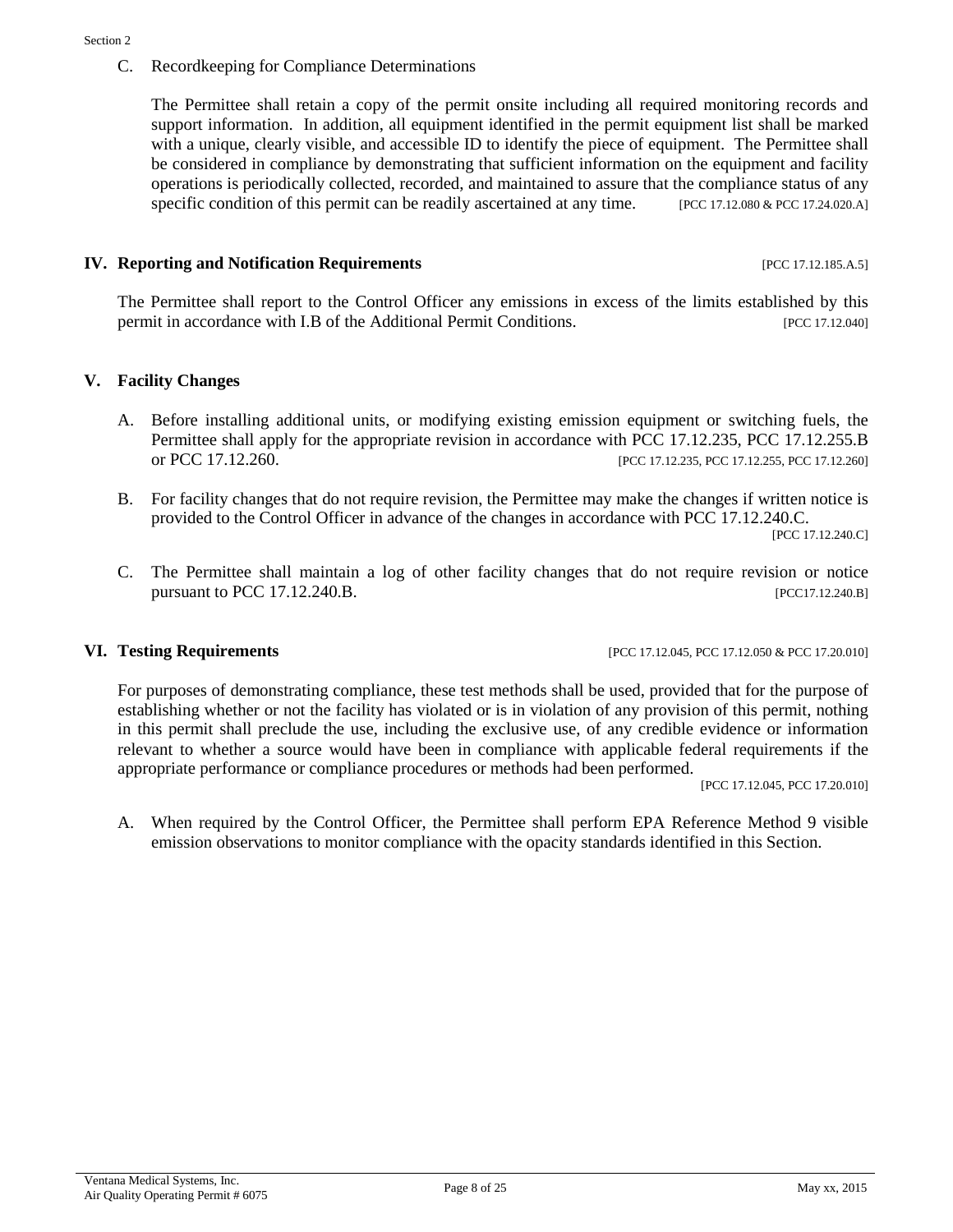C. Recordkeeping for Compliance Determinations

The Permittee shall retain a copy of the permit onsite including all required monitoring records and support information. In addition, all equipment identified in the permit equipment list shall be marked with a unique, clearly visible, and accessible ID to identify the piece of equipment. The Permittee shall be considered in compliance by demonstrating that sufficient information on the equipment and facility operations is periodically collected, recorded, and maintained to assure that the compliance status of any specific condition of this permit can be readily ascertained at any time. [PCC 17.12.080 & PCC 17.24.020.A]

## IV. Reporting and Notification Requirements [PCC 17.12.185.A.5]

The Permittee shall report to the Control Officer any emissions in excess of the limits established by this permit in accordance with I.B of the Additional Permit Conditions. [PCC 17.12.040]

## V. Facility Changes

A. Before installing additional units, or modifying existing emission equipment or switching fuels, the Permittee shall apply for the appropriate revision in accordance with PCC 17.12.235, PCC 17.12.255.B or PCC 17.12.260. [PCC 17.12.235, PCC 17.12.255, PCC 17.12.260]

B. For facility changes that do not require revision, the Permittee may make the changes if written notice is provided to the Control Officer in advance of the changes in accordance with PCC 17.12.240.C. [PCC 17.12.240.C]

C. The Permittee shall maintain a log of other facility changes that do not require revision or notice pursuant to PCC 17.12.240.B. [PCC17.12.240.B]

## VI. Testing Requirements [PCC 17.12.045, PCC 17.12.050 & PCC 17.20.010]

For purposes of demonstrating compliance, these test methods shall be used, provided that for the purpose of establishing whether or not the facility has violated or is in violation of any provision of this permit, nothing in this permit shall preclude the use, including the exclusive use, of any credible evidence or information relevant to whether a source would have been in compliance with applicable federal requirements if the appropriate performance or compliance procedures or methods had been performed. [PCC 17.12.045, PCC 17.20.010]

A. When required by the Control Officer, the Permittee shall perform EPA Reference Method 9 visible emission observations to monitor compliance with the opacity standards identified in this Section.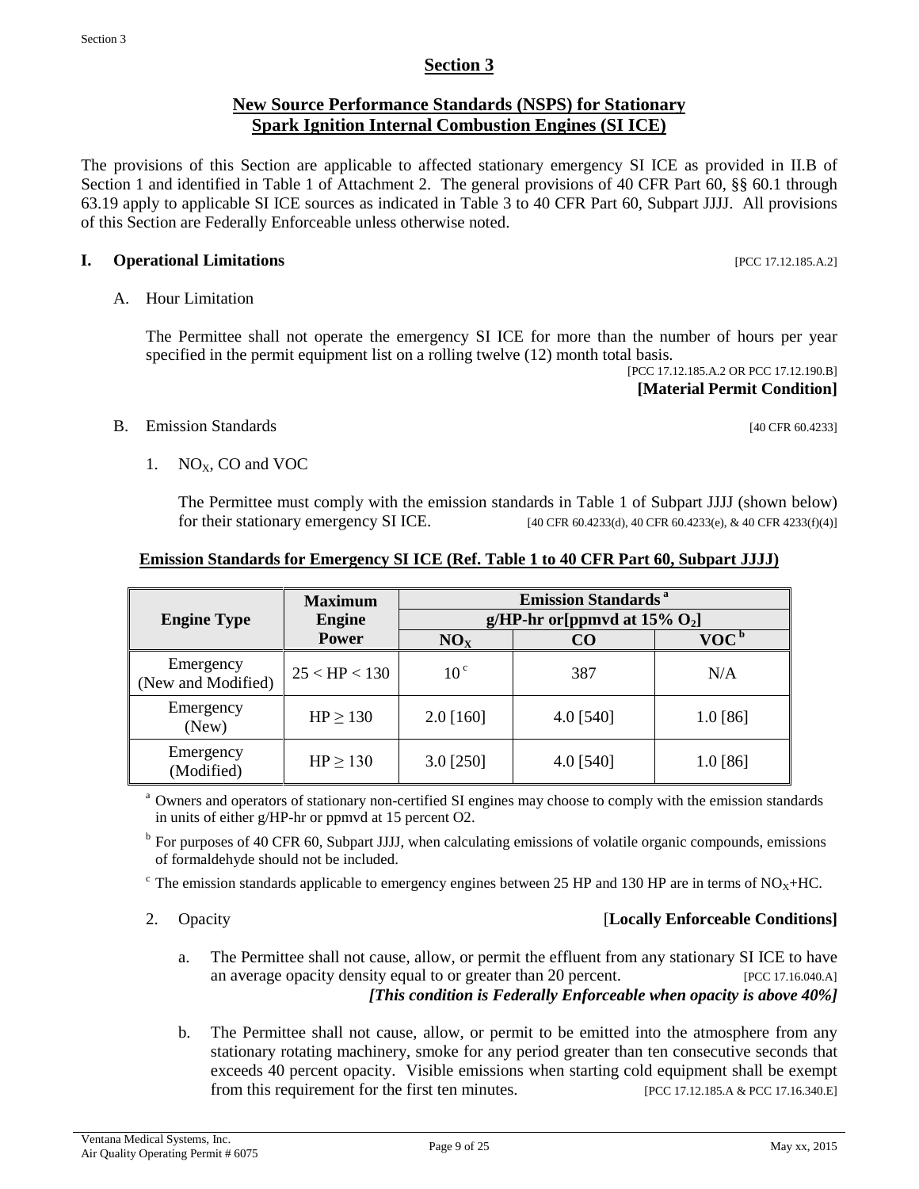# Section 3

## New Source Performance Standards (NSPS) for Stationary Spark Ignition Internal Combustion Engines (SI ICE)

The provisions of this Section are applicable to affected stationary emergency SI ICE as provided in II.B of Section 1 and identified in Table 1 of Attachment 2. The general provisions of 40 CFR Part 60, §§ 60.1 through 63.19 apply to applicable SI ICE sources as indicated in Table 3 to 40 CFR Part 60, Subpart JJJJ. All provisions of this Section are Federally Enforceable unless otherwise noted.

### I. Operational Limitations [PCC 17.12.185.A.2]

A. Hour Limitation

The Permittee shall not operate the emergency SI ICE for more than the number of hours per year specified in the permit equipment list on a rolling twelve (12) month total basis.

[PCC 17.12.185.A.2 OR PCC 17.12.190.B]

**[Material Permit Condition]**

B. Emission Standards [40 CFR 60.4233]

1. $NO_X$, CO and VOC

The Permittee must comply with the emission standards in Table 1 of Subpart JJJJ (shown below) for their stationary emergency SI ICE. [40 CFR 60.4233(d), 40 CFR 60.4233(e), & 40 CFR 4233(f)(4)]

**Emission Standards for Emergency SI ICE (Ref. Table 1 to 40 CFR Part 60, Subpart JJJJ)**

| Engine Type | Maximum Engine Power | Emission Standards [a] g/HP-hr or[ppmvd at 15% $O_2$] | | |
|---|---|---|---|---|
| | | $NO_X$ | CO | VOC [b] |
| Emergency (New and Modified) | 25 < HP < 130 | 10 [c] | 387 | N/A |
| Emergency (New) | HP ≥ 130 | 2.0 [160] | 4.0 [540] | 1.0 [86] |
| Emergency (Modified) | HP ≥ 130 | 3.0 [250] | 4.0 [540] | 1.0 [86] |

[a] Owners and operators of stationary non-certified SI engines may choose to comply with the emission standards in units of either g/HP-hr or ppmvd at 15 percent O2.

[b] For purposes of 40 CFR 60, Subpart JJJJ, when calculating emissions of volatile organic compounds, emissions of formaldehyde should not be included.

[c] The emission standards applicable to emergency engines between 25 HP and 130 HP are in terms of $NO_X$+HC.

2. Opacity [**Locally Enforceable Conditions]**

a. The Permittee shall not cause, allow, or permit the effluent from any stationary SI ICE to have an average opacity density equal to or greater than 20 percent. [PCC 17.16.040.A]

***[This condition is Federally Enforceable when opacity is above 40%]***

b. The Permittee shall not cause, allow, or permit to be emitted into the atmosphere from any stationary rotating machinery, smoke for any period greater than ten consecutive seconds that exceeds 40 percent opacity. Visible emissions when starting cold equipment shall be exempt from this requirement for the first ten minutes. [PCC 17.12.185.A & PCC 17.16.340.E]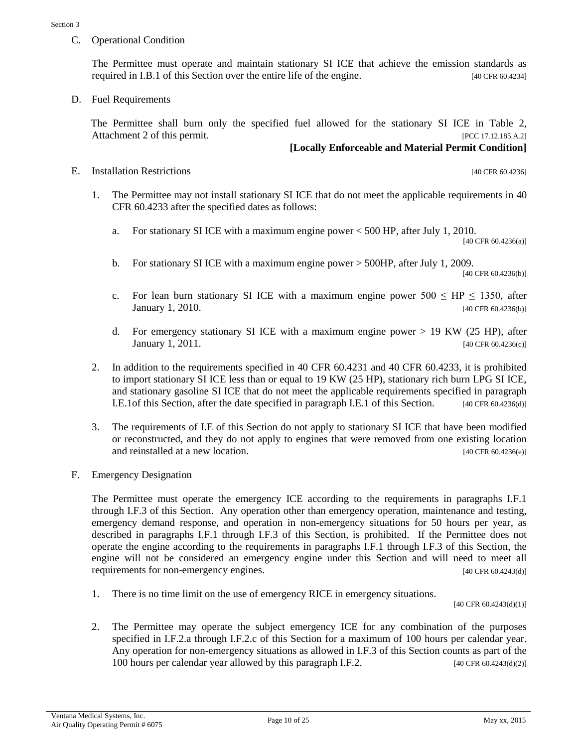C. Operational Condition

The Permittee must operate and maintain stationary SI ICE that achieve the emission standards as required in I.B.1 of this Section over the entire life of the engine. [40 CFR 60.4234]

D. Fuel Requirements

The Permittee shall burn only the specified fuel allowed for the stationary SI ICE in Table 2, Attachment 2 of this permit. [PCC 17.12.185.A.2]

**[Locally Enforceable and Material Permit Condition]**

E. Installation Restrictions [40 CFR 60.4236]

1. The Permittee may not install stationary SI ICE that do not meet the applicable requirements in 40 CFR 60.4233 after the specified dates as follows:

   a. For stationary SI ICE with a maximum engine power < 500 HP, after July 1, 2010. [40 CFR 60.4236(a)]

   b. For stationary SI ICE with a maximum engine power > 500HP, after July 1, 2009. [40 CFR 60.4236(b)]

   c. For lean burn stationary SI ICE with a maximum engine power $500 \leq HP \leq 1350$, after January 1, 2010. [40 CFR 60.4236(b)]

   d. For emergency stationary SI ICE with a maximum engine power > 19 KW (25 HP), after January 1, 2011. [40 CFR 60.4236(c)]

2. In addition to the requirements specified in 40 CFR 60.4231 and 40 CFR 60.4233, it is prohibited to import stationary SI ICE less than or equal to 19 KW (25 HP), stationary rich burn LPG SI ICE, and stationary gasoline SI ICE that do not meet the applicable requirements specified in paragraph I.E.1of this Section, after the date specified in paragraph I.E.1 of this Section. [40 CFR 60.4236(d)]

3. The requirements of I.E of this Section do not apply to stationary SI ICE that have been modified or reconstructed, and they do not apply to engines that were removed from one existing location and reinstalled at a new location. [40 CFR 60.4236(e)]

F. Emergency Designation

The Permittee must operate the emergency ICE according to the requirements in paragraphs I.F.1 through I.F.3 of this Section. Any operation other than emergency operation, maintenance and testing, emergency demand response, and operation in non-emergency situations for 50 hours per year, as described in paragraphs I.F.1 through I.F.3 of this Section, is prohibited. If the Permittee does not operate the engine according to the requirements in paragraphs I.F.1 through I.F.3 of this Section, the engine will not be considered an emergency engine under this Section and will need to meet all requirements for non-emergency engines. [40 CFR 60.4243(d)]

1. There is no time limit on the use of emergency RICE in emergency situations. [40 CFR 60.4243(d)(1)]

2. The Permittee may operate the subject emergency ICE for any combination of the purposes specified in I.F.2.a through I.F.2.c of this Section for a maximum of 100 hours per calendar year. Any operation for non-emergency situations as allowed in I.F.3 of this Section counts as part of the 100 hours per calendar year allowed by this paragraph I.F.2. [40 CFR 60.4243(d)(2)]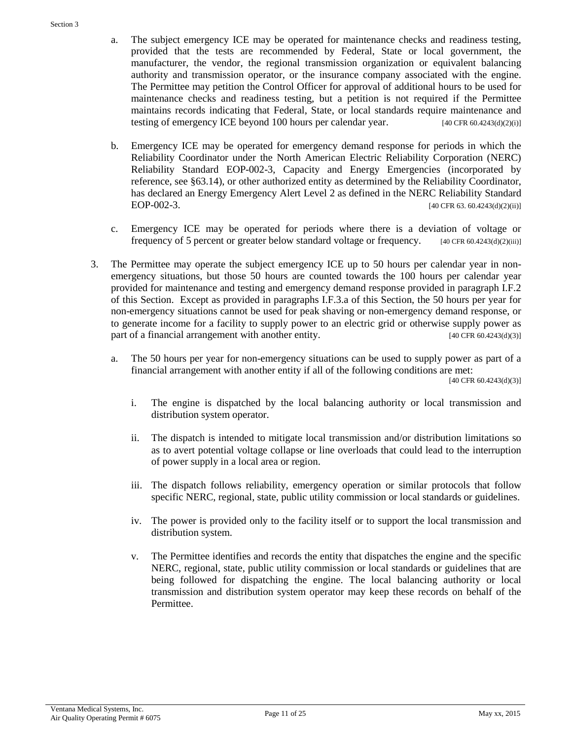a. The subject emergency ICE may be operated for maintenance checks and readiness testing, provided that the tests are recommended by Federal, State or local government, the manufacturer, the vendor, the regional transmission organization or equivalent balancing authority and transmission operator, or the insurance company associated with the engine. The Permittee may petition the Control Officer for approval of additional hours to be used for maintenance checks and readiness testing, but a petition is not required if the Permittee maintains records indicating that Federal, State, or local standards require maintenance and testing of emergency ICE beyond 100 hours per calendar year. [40 CFR 60.4243(d)(2)(i)]

b. Emergency ICE may be operated for emergency demand response for periods in which the Reliability Coordinator under the North American Electric Reliability Corporation (NERC) Reliability Standard EOP-002-3, Capacity and Energy Emergencies (incorporated by reference, see §63.14), or other authorized entity as determined by the Reliability Coordinator, has declared an Energy Emergency Alert Level 2 as defined in the NERC Reliability Standard EOP-002-3. [40 CFR 63. 60.4243(d)(2)(ii)]

c. Emergency ICE may be operated for periods where there is a deviation of voltage or frequency of 5 percent or greater below standard voltage or frequency. [40 CFR 60.4243(d)(2)(iii)]

3. The Permittee may operate the subject emergency ICE up to 50 hours per calendar year in non-emergency situations, but those 50 hours are counted towards the 100 hours per calendar year provided for maintenance and testing and emergency demand response provided in paragraph I.F.2 of this Section. Except as provided in paragraphs I.F.3.a of this Section, the 50 hours per year for non-emergency situations cannot be used for peak shaving or non-emergency demand response, or to generate income for a facility to supply power to an electric grid or otherwise supply power as part of a financial arrangement with another entity. [40 CFR 60.4243(d)(3)]

   a. The 50 hours per year for non-emergency situations can be used to supply power as part of a financial arrangement with another entity if all of the following conditions are met: [40 CFR 60.4243(d)(3)]

      i. The engine is dispatched by the local balancing authority or local transmission and distribution system operator.

      ii. The dispatch is intended to mitigate local transmission and/or distribution limitations so as to avert potential voltage collapse or line overloads that could lead to the interruption of power supply in a local area or region.

      iii. The dispatch follows reliability, emergency operation or similar protocols that follow specific NERC, regional, state, public utility commission or local standards or guidelines.

      iv. The power is provided only to the facility itself or to support the local transmission and distribution system.

      v. The Permittee identifies and records the entity that dispatches the engine and the specific NERC, regional, state, public utility commission or local standards or guidelines that are being followed for dispatching the engine. The local balancing authority or local transmission and distribution system operator may keep these records on behalf of the Permittee.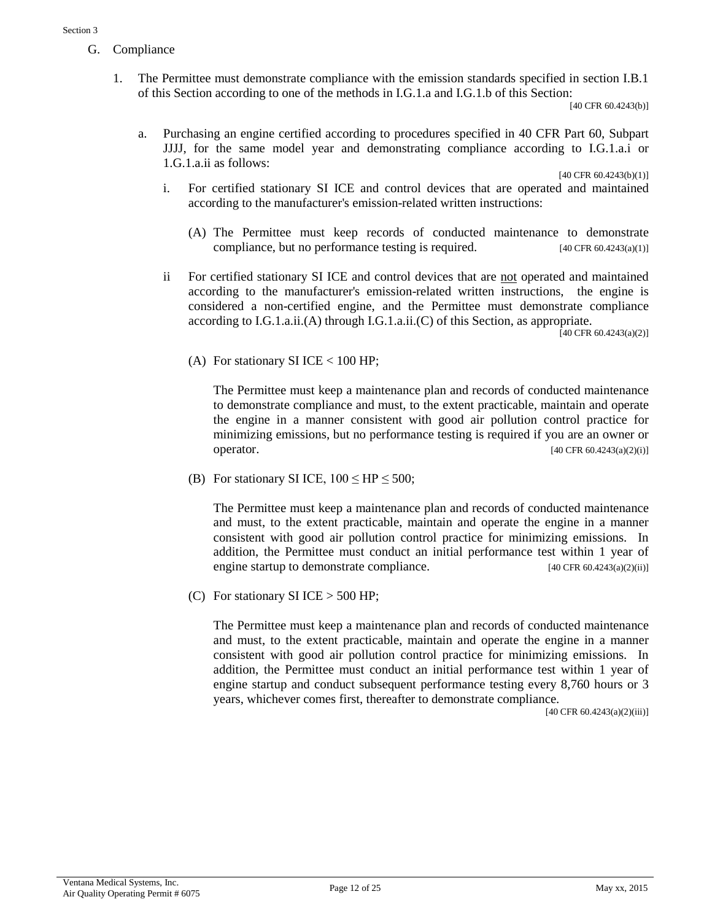G. Compliance

1. The Permittee must demonstrate compliance with the emission standards specified in section I.B.1 of this Section according to one of the methods in I.G.1.a and I.G.1.b of this Section:

   [40 CFR 60.4243(b)]

   a. Purchasing an engine certified according to procedures specified in 40 CFR Part 60, Subpart JJJJ, for the same model year and demonstrating compliance according to I.G.1.a.i or 1.G.1.a.ii as follows:

      [40 CFR 60.4243(b)(1)]

      i. For certified stationary SI ICE and control devices that are operated and maintained according to the manufacturer's emission-related written instructions:

         (A) The Permittee must keep records of conducted maintenance to demonstrate compliance, but no performance testing is required. [40 CFR 60.4243(a)(1)]

      ii For certified stationary SI ICE and control devices that are not operated and maintained according to the manufacturer's emission-related written instructions, the engine is considered a non-certified engine, and the Permittee must demonstrate compliance according to I.G.1.a.ii.(A) through I.G.1.a.ii.(C) of this Section, as appropriate.

         [40 CFR 60.4243(a)(2)]

         (A) For stationary SI ICE < 100 HP;

         The Permittee must keep a maintenance plan and records of conducted maintenance to demonstrate compliance and must, to the extent practicable, maintain and operate the engine in a manner consistent with good air pollution control practice for minimizing emissions, but no performance testing is required if you are an owner or operator. [40 CFR 60.4243(a)(2)(i)]

         (B) For stationary SI ICE, $100 \leq HP \leq 500$;

         The Permittee must keep a maintenance plan and records of conducted maintenance and must, to the extent practicable, maintain and operate the engine in a manner consistent with good air pollution control practice for minimizing emissions. In addition, the Permittee must conduct an initial performance test within 1 year of engine startup to demonstrate compliance. [40 CFR 60.4243(a)(2)(ii)]

         (C) For stationary SI ICE > 500 HP;

         The Permittee must keep a maintenance plan and records of conducted maintenance and must, to the extent practicable, maintain and operate the engine in a manner consistent with good air pollution control practice for minimizing emissions. In addition, the Permittee must conduct an initial performance test within 1 year of engine startup and conduct subsequent performance testing every 8,760 hours or 3 years, whichever comes first, thereafter to demonstrate compliance.

         [40 CFR 60.4243(a)(2)(iii)]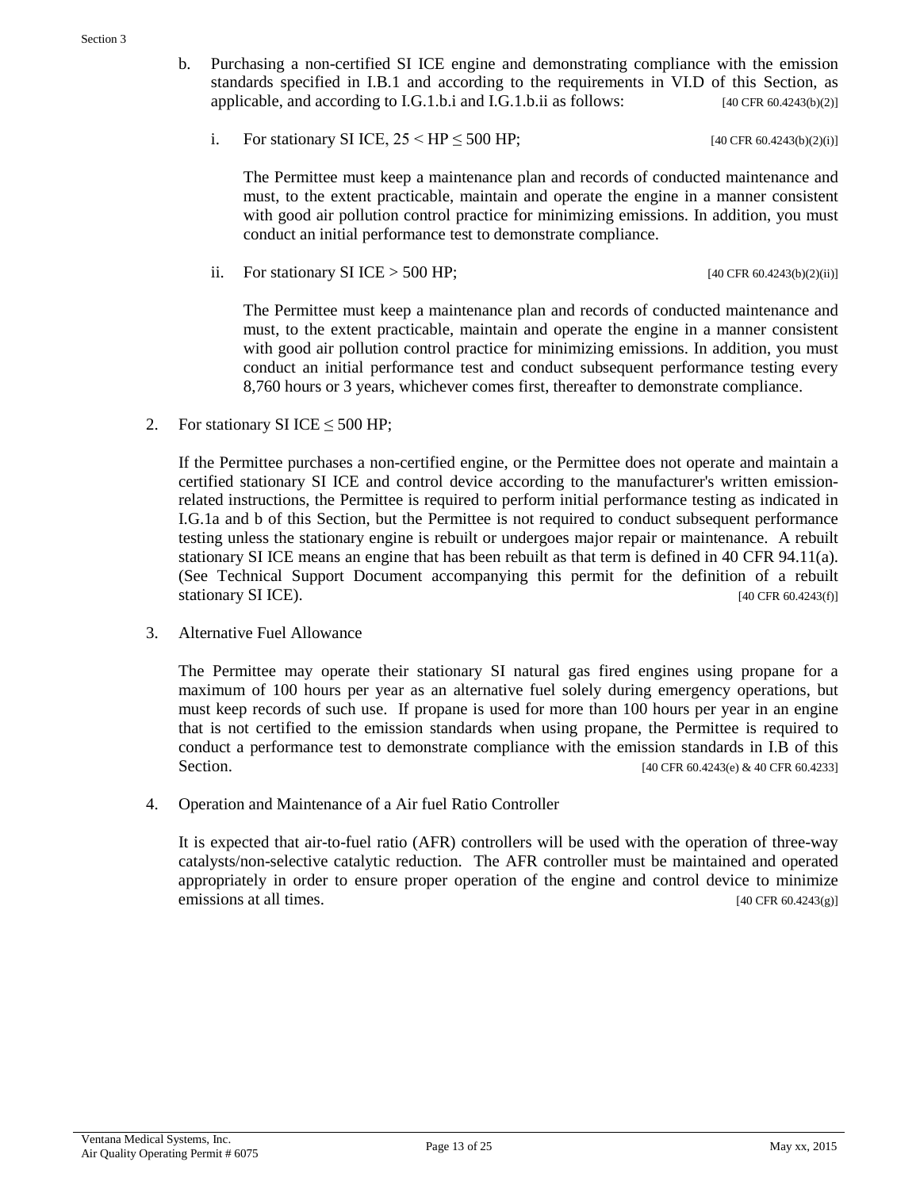b. Purchasing a non-certified SI ICE engine and demonstrating compliance with the emission standards specified in I.B.1 and according to the requirements in VI.D of this Section, as applicable, and according to I.G.1.b.i and I.G.1.b.ii as follows: [40 CFR 60.4243(b)(2)]

   i. For stationary SI ICE, $25 < HP \leq 500$ HP; [40 CFR 60.4243(b)(2)(i)]

      The Permittee must keep a maintenance plan and records of conducted maintenance and must, to the extent practicable, maintain and operate the engine in a manner consistent with good air pollution control practice for minimizing emissions. In addition, you must conduct an initial performance test to demonstrate compliance.

   ii. For stationary SI ICE > 500 HP; [40 CFR 60.4243(b)(2)(ii)]

      The Permittee must keep a maintenance plan and records of conducted maintenance and must, to the extent practicable, maintain and operate the engine in a manner consistent with good air pollution control practice for minimizing emissions. In addition, you must conduct an initial performance test and conduct subsequent performance testing every 8,760 hours or 3 years, whichever comes first, thereafter to demonstrate compliance.

2. For stationary SI ICE $\leq$ 500 HP;

   If the Permittee purchases a non-certified engine, or the Permittee does not operate and maintain a certified stationary SI ICE and control device according to the manufacturer's written emission-related instructions, the Permittee is required to perform initial performance testing as indicated in I.G.1a and b of this Section, but the Permittee is not required to conduct subsequent performance testing unless the stationary engine is rebuilt or undergoes major repair or maintenance. A rebuilt stationary SI ICE means an engine that has been rebuilt as that term is defined in 40 CFR 94.11(a). (See Technical Support Document accompanying this permit for the definition of a rebuilt stationary SI ICE). [40 CFR 60.4243(f)]

3. Alternative Fuel Allowance

   The Permittee may operate their stationary SI natural gas fired engines using propane for a maximum of 100 hours per year as an alternative fuel solely during emergency operations, but must keep records of such use. If propane is used for more than 100 hours per year in an engine that is not certified to the emission standards when using propane, the Permittee is required to conduct a performance test to demonstrate compliance with the emission standards in I.B of this Section. [40 CFR 60.4243(e) & 40 CFR 60.4233]

4. Operation and Maintenance of a Air fuel Ratio Controller

   It is expected that air-to-fuel ratio (AFR) controllers will be used with the operation of three-way catalysts/non-selective catalytic reduction. The AFR controller must be maintained and operated appropriately in order to ensure proper operation of the engine and control device to minimize emissions at all times. [40 CFR 60.4243(g)]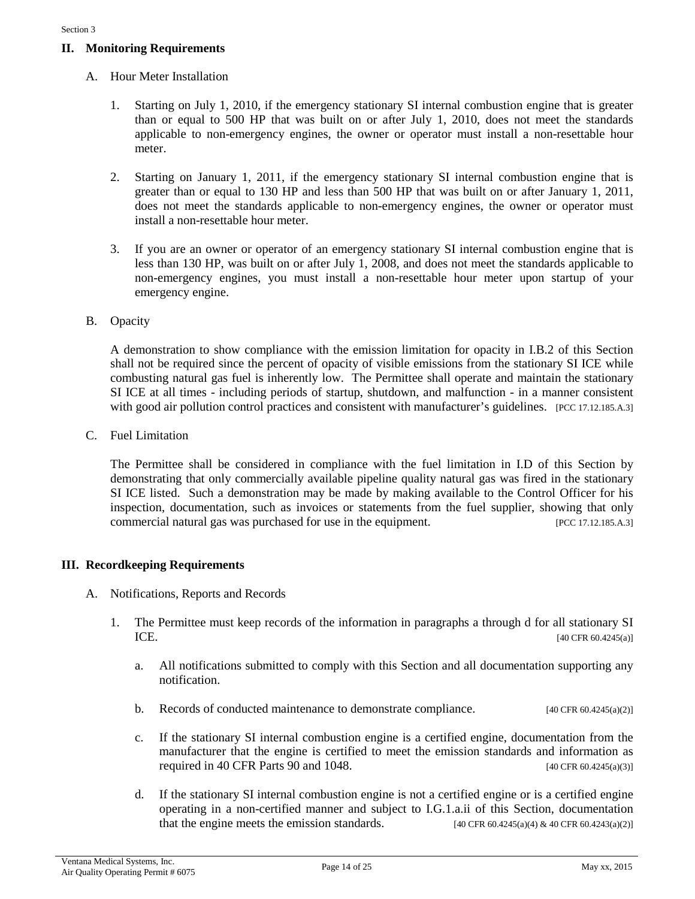## II. Monitoring Requirements

A. Hour Meter Installation

1. Starting on July 1, 2010, if the emergency stationary SI internal combustion engine that is greater than or equal to 500 HP that was built on or after July 1, 2010, does not meet the standards applicable to non-emergency engines, the owner or operator must install a non-resettable hour meter.

2. Starting on January 1, 2011, if the emergency stationary SI internal combustion engine that is greater than or equal to 130 HP and less than 500 HP that was built on or after January 1, 2011, does not meet the standards applicable to non-emergency engines, the owner or operator must install a non-resettable hour meter.

3. If you are an owner or operator of an emergency stationary SI internal combustion engine that is less than 130 HP, was built on or after July 1, 2008, and does not meet the standards applicable to non-emergency engines, you must install a non-resettable hour meter upon startup of your emergency engine.

B. Opacity

A demonstration to show compliance with the emission limitation for opacity in I.B.2 of this Section shall not be required since the percent of opacity of visible emissions from the stationary SI ICE while combusting natural gas fuel is inherently low. The Permittee shall operate and maintain the stationary SI ICE at all times - including periods of startup, shutdown, and malfunction - in a manner consistent with good air pollution control practices and consistent with manufacturer's guidelines. [PCC 17.12.185.A.3]

C. Fuel Limitation

The Permittee shall be considered in compliance with the fuel limitation in I.D of this Section by demonstrating that only commercially available pipeline quality natural gas was fired in the stationary SI ICE listed. Such a demonstration may be made by making available to the Control Officer for his inspection, documentation, such as invoices or statements from the fuel supplier, showing that only commercial natural gas was purchased for use in the equipment. [PCC 17.12.185.A.3]

## III. Recordkeeping Requirements

A. Notifications, Reports and Records

1. The Permittee must keep records of the information in paragraphs a through d for all stationary SI ICE. [40 CFR 60.4245(a)]

   a. All notifications submitted to comply with this Section and all documentation supporting any notification.

   b. Records of conducted maintenance to demonstrate compliance. [40 CFR 60.4245(a)(2)]

   c. If the stationary SI internal combustion engine is a certified engine, documentation from the manufacturer that the engine is certified to meet the emission standards and information as required in 40 CFR Parts 90 and 1048. [40 CFR 60.4245(a)(3)]

   d. If the stationary SI internal combustion engine is not a certified engine or is a certified engine operating in a non-certified manner and subject to I.G.1.a.ii of this Section, documentation that the engine meets the emission standards. [40 CFR 60.4245(a)(4) & 40 CFR 60.4243(a)(2)]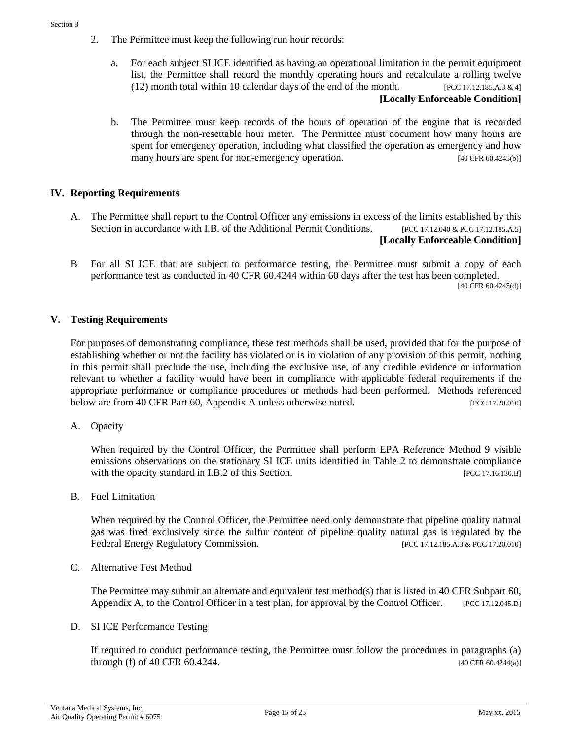2. The Permittee must keep the following run hour records:

   a. For each subject SI ICE identified as having an operational limitation in the permit equipment list, the Permittee shall record the monthly operating hours and recalculate a rolling twelve (12) month total within 10 calendar days of the end of the month. [PCC 17.12.185.A.3 & 4]
   **[Locally Enforceable Condition]**

   b. The Permittee must keep records of the hours of operation of the engine that is recorded through the non-resettable hour meter. The Permittee must document how many hours are spent for emergency operation, including what classified the operation as emergency and how many hours are spent for non-emergency operation. [40 CFR 60.4245(b)]

## IV. Reporting Requirements

A. The Permittee shall report to the Control Officer any emissions in excess of the limits established by this Section in accordance with I.B. of the Additional Permit Conditions. [PCC 17.12.040 & PCC 17.12.185.A.5]
**[Locally Enforceable Condition]**

B For all SI ICE that are subject to performance testing, the Permittee must submit a copy of each performance test as conducted in 40 CFR 60.4244 within 60 days after the test has been completed. [40 CFR 60.4245(d)]

## V. Testing Requirements

For purposes of demonstrating compliance, these test methods shall be used, provided that for the purpose of establishing whether or not the facility has violated or is in violation of any provision of this permit, nothing in this permit shall preclude the use, including the exclusive use, of any credible evidence or information relevant to whether a facility would have been in compliance with applicable federal requirements if the appropriate performance or compliance procedures or methods had been performed. Methods referenced below are from 40 CFR Part 60, Appendix A unless otherwise noted. [PCC 17.20.010]

A. Opacity

When required by the Control Officer, the Permittee shall perform EPA Reference Method 9 visible emissions observations on the stationary SI ICE units identified in Table 2 to demonstrate compliance with the opacity standard in I.B.2 of this Section. [PCC 17.16.130.B]

B. Fuel Limitation

When required by the Control Officer, the Permittee need only demonstrate that pipeline quality natural gas was fired exclusively since the sulfur content of pipeline quality natural gas is regulated by the Federal Energy Regulatory Commission. [PCC 17.12.185.A.3 & PCC 17.20.010]

C. Alternative Test Method

The Permittee may submit an alternate and equivalent test method(s) that is listed in 40 CFR Subpart 60, Appendix A, to the Control Officer in a test plan, for approval by the Control Officer. [PCC 17.12.045.D]

D. SI ICE Performance Testing

If required to conduct performance testing, the Permittee must follow the procedures in paragraphs (a) through (f) of 40 CFR 60.4244. [40 CFR 60.4244(a)]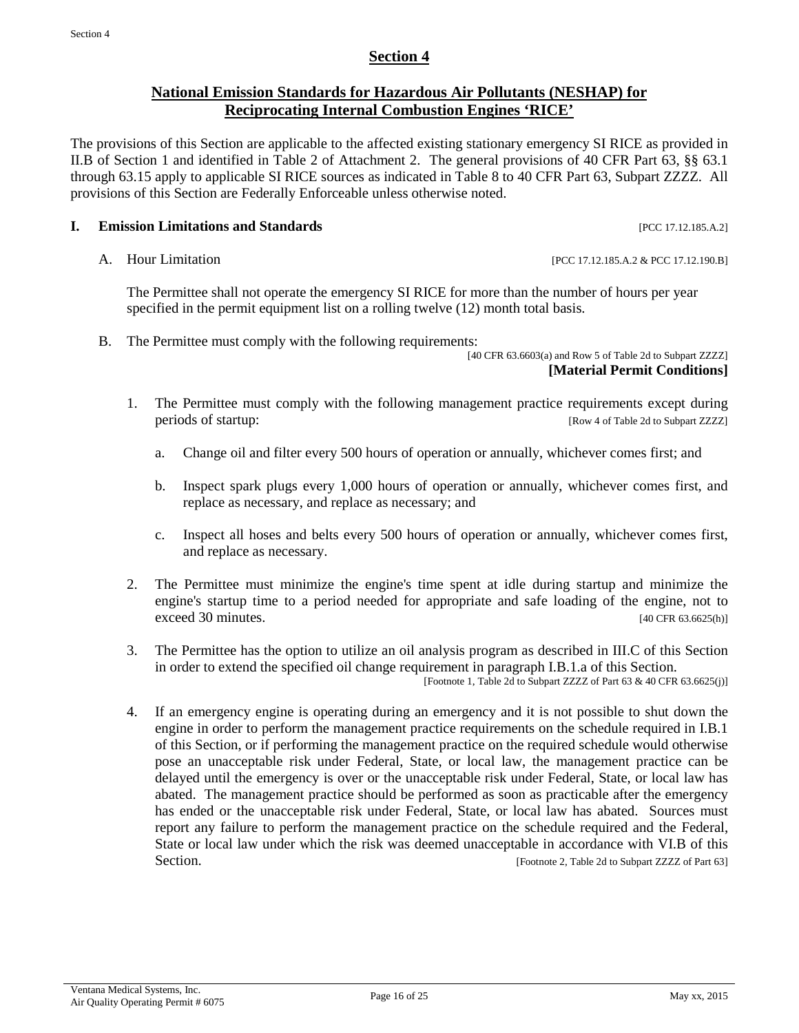# Section 4

## National Emission Standards for Hazardous Air Pollutants (NESHAP) for Reciprocating Internal Combustion Engines 'RICE'

The provisions of this Section are applicable to the affected existing stationary emergency SI RICE as provided in II.B of Section 1 and identified in Table 2 of Attachment 2. The general provisions of 40 CFR Part 63, §§ 63.1 through 63.15 apply to applicable SI RICE sources as indicated in Table 8 to 40 CFR Part 63, Subpart ZZZZ. All provisions of this Section are Federally Enforceable unless otherwise noted.

### I. Emission Limitations and Standards [PCC 17.12.185.A.2]

A. Hour Limitation [PCC 17.12.185.A.2 & PCC 17.12.190.B]

The Permittee shall not operate the emergency SI RICE for more than the number of hours per year specified in the permit equipment list on a rolling twelve (12) month total basis.

B. The Permittee must comply with the following requirements:

[40 CFR 63.6603(a) and Row 5 of Table 2d to Subpart ZZZZ]
**[Material Permit Conditions]**

1. The Permittee must comply with the following management practice requirements except during periods of startup: [Row 4 of Table 2d to Subpart ZZZZ]

   a. Change oil and filter every 500 hours of operation or annually, whichever comes first; and

   b. Inspect spark plugs every 1,000 hours of operation or annually, whichever comes first, and replace as necessary, and replace as necessary; and

   c. Inspect all hoses and belts every 500 hours of operation or annually, whichever comes first, and replace as necessary.

2. The Permittee must minimize the engine's time spent at idle during startup and minimize the engine's startup time to a period needed for appropriate and safe loading of the engine, not to exceed 30 minutes. [40 CFR 63.6625(h)]

3. The Permittee has the option to utilize an oil analysis program as described in III.C of this Section in order to extend the specified oil change requirement in paragraph I.B.1.a of this Section.
[Footnote 1, Table 2d to Subpart ZZZZ of Part 63 & 40 CFR 63.6625(j)]

4. If an emergency engine is operating during an emergency and it is not possible to shut down the engine in order to perform the management practice requirements on the schedule required in I.B.1 of this Section, or if performing the management practice on the required schedule would otherwise pose an unacceptable risk under Federal, State, or local law, the management practice can be delayed until the emergency is over or the unacceptable risk under Federal, State, or local law has abated. The management practice should be performed as soon as practicable after the emergency has ended or the unacceptable risk under Federal, State, or local law has abated. Sources must report any failure to perform the management practice on the schedule required and the Federal, State or local law under which the risk was deemed unacceptable in accordance with VI.B of this Section. [Footnote 2, Table 2d to Subpart ZZZZ of Part 63]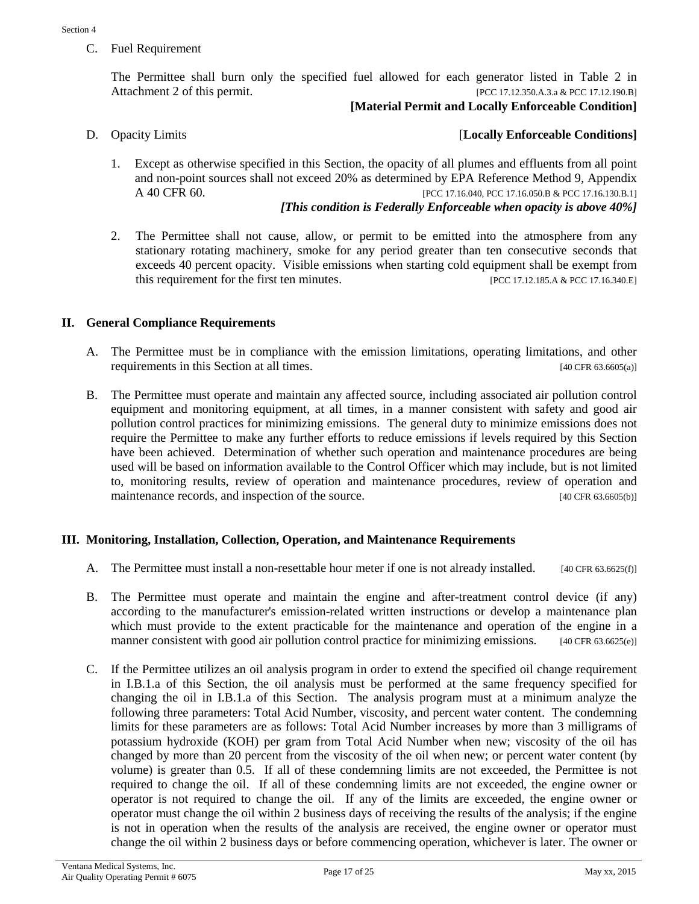C. Fuel Requirement

The Permittee shall burn only the specified fuel allowed for each generator listed in Table 2 in Attachment 2 of this permit. [PCC 17.12.350.A.3.a & PCC 17.12.190.B]

**[Material Permit and Locally Enforceable Condition]**

D. Opacity Limits [**Locally Enforceable Conditions]**

1. Except as otherwise specified in this Section, the opacity of all plumes and effluents from all point and non-point sources shall not exceed 20% as determined by EPA Reference Method 9, Appendix A 40 CFR 60. [PCC 17.16.040, PCC 17.16.050.B & PCC 17.16.130.B.1]

   ***[This condition is Federally Enforceable when opacity is above 40%]***

2. The Permittee shall not cause, allow, or permit to be emitted into the atmosphere from any stationary rotating machinery, smoke for any period greater than ten consecutive seconds that exceeds 40 percent opacity. Visible emissions when starting cold equipment shall be exempt from this requirement for the first ten minutes. [PCC 17.12.185.A & PCC 17.16.340.E]

## II. General Compliance Requirements

A. The Permittee must be in compliance with the emission limitations, operating limitations, and other requirements in this Section at all times. [40 CFR 63.6605(a)]

B. The Permittee must operate and maintain any affected source, including associated air pollution control equipment and monitoring equipment, at all times, in a manner consistent with safety and good air pollution control practices for minimizing emissions. The general duty to minimize emissions does not require the Permittee to make any further efforts to reduce emissions if levels required by this Section have been achieved. Determination of whether such operation and maintenance procedures are being used will be based on information available to the Control Officer which may include, but is not limited to, monitoring results, review of operation and maintenance procedures, review of operation and maintenance records, and inspection of the source. [40 CFR 63.6605(b)]

## III. Monitoring, Installation, Collection, Operation, and Maintenance Requirements

A. The Permittee must install a non-resettable hour meter if one is not already installed. [40 CFR 63.6625(f)]

B. The Permittee must operate and maintain the engine and after-treatment control device (if any) according to the manufacturer's emission-related written instructions or develop a maintenance plan which must provide to the extent practicable for the maintenance and operation of the engine in a manner consistent with good air pollution control practice for minimizing emissions. [40 CFR 63.6625(e)]

C. If the Permittee utilizes an oil analysis program in order to extend the specified oil change requirement in I.B.1.a of this Section, the oil analysis must be performed at the same frequency specified for changing the oil in I.B.1.a of this Section. The analysis program must at a minimum analyze the following three parameters: Total Acid Number, viscosity, and percent water content. The condemning limits for these parameters are as follows: Total Acid Number increases by more than 3 milligrams of potassium hydroxide (KOH) per gram from Total Acid Number when new; viscosity of the oil has changed by more than 20 percent from the viscosity of the oil when new; or percent water content (by volume) is greater than 0.5. If all of these condemning limits are not exceeded, the Permittee is not required to change the oil. If all of these condemning limits are not exceeded, the engine owner or operator is not required to change the oil. If any of the limits are exceeded, the engine owner or operator must change the oil within 2 business days of receiving the results of the analysis; if the engine is not in operation when the results of the analysis are received, the engine owner or operator must change the oil within 2 business days or before commencing operation, whichever is later. The owner or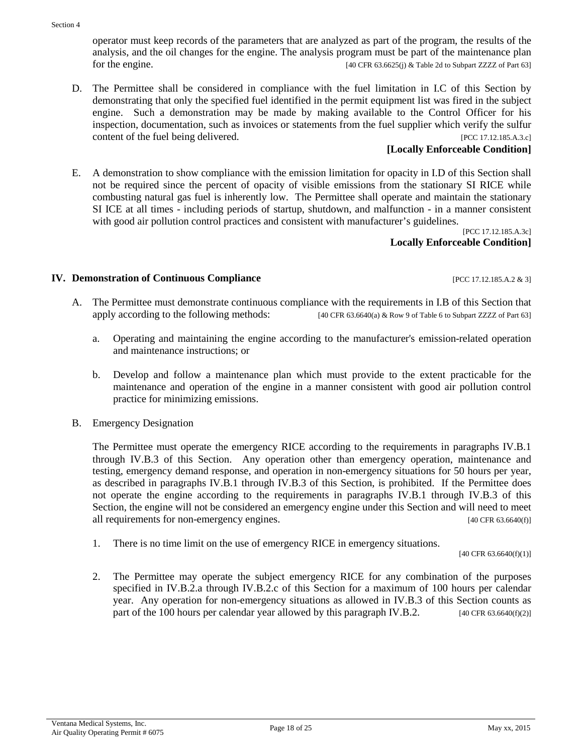operator must keep records of the parameters that are analyzed as part of the program, the results of the analysis, and the oil changes for the engine. The analysis program must be part of the maintenance plan for the engine. [40 CFR 63.6625(j) & Table 2d to Subpart ZZZZ of Part 63]

D. The Permittee shall be considered in compliance with the fuel limitation in I.C of this Section by demonstrating that only the specified fuel identified in the permit equipment list was fired in the subject engine. Such a demonstration may be made by making available to the Control Officer for his inspection, documentation, such as invoices or statements from the fuel supplier which verify the sulfur content of the fuel being delivered. [PCC 17.12.185.A.3.c]

**[Locally Enforceable Condition]**

E. A demonstration to show compliance with the emission limitation for opacity in I.D of this Section shall not be required since the percent of opacity of visible emissions from the stationary SI RICE while combusting natural gas fuel is inherently low. The Permittee shall operate and maintain the stationary SI ICE at all times - including periods of startup, shutdown, and malfunction - in a manner consistent with good air pollution control practices and consistent with manufacturer's guidelines.

[PCC 17.12.185.A.3c]

**Locally Enforceable Condition]**

## IV. Demonstration of Continuous Compliance [PCC 17.12.185.A.2 & 3]

A. The Permittee must demonstrate continuous compliance with the requirements in I.B of this Section that apply according to the following methods: [40 CFR 63.6640(a) & Row 9 of Table 6 to Subpart ZZZZ of Part 63]

a. Operating and maintaining the engine according to the manufacturer's emission-related operation and maintenance instructions; or

b. Develop and follow a maintenance plan which must provide to the extent practicable for the maintenance and operation of the engine in a manner consistent with good air pollution control practice for minimizing emissions.

B. Emergency Designation

The Permittee must operate the emergency RICE according to the requirements in paragraphs IV.B.1 through IV.B.3 of this Section. Any operation other than emergency operation, maintenance and testing, emergency demand response, and operation in non-emergency situations for 50 hours per year, as described in paragraphs IV.B.1 through IV.B.3 of this Section, is prohibited. If the Permittee does not operate the engine according to the requirements in paragraphs IV.B.1 through IV.B.3 of this Section, the engine will not be considered an emergency engine under this Section and will need to meet all requirements for non-emergency engines. [40 CFR 63.6640(f)]

1. There is no time limit on the use of emergency RICE in emergency situations.

[40 CFR 63.6640(f)(1)]

2. The Permittee may operate the subject emergency RICE for any combination of the purposes specified in IV.B.2.a through IV.B.2.c of this Section for a maximum of 100 hours per calendar year. Any operation for non-emergency situations as allowed in IV.B.3 of this Section counts as part of the 100 hours per calendar year allowed by this paragraph IV.B.2. [40 CFR 63.6640(f)(2)]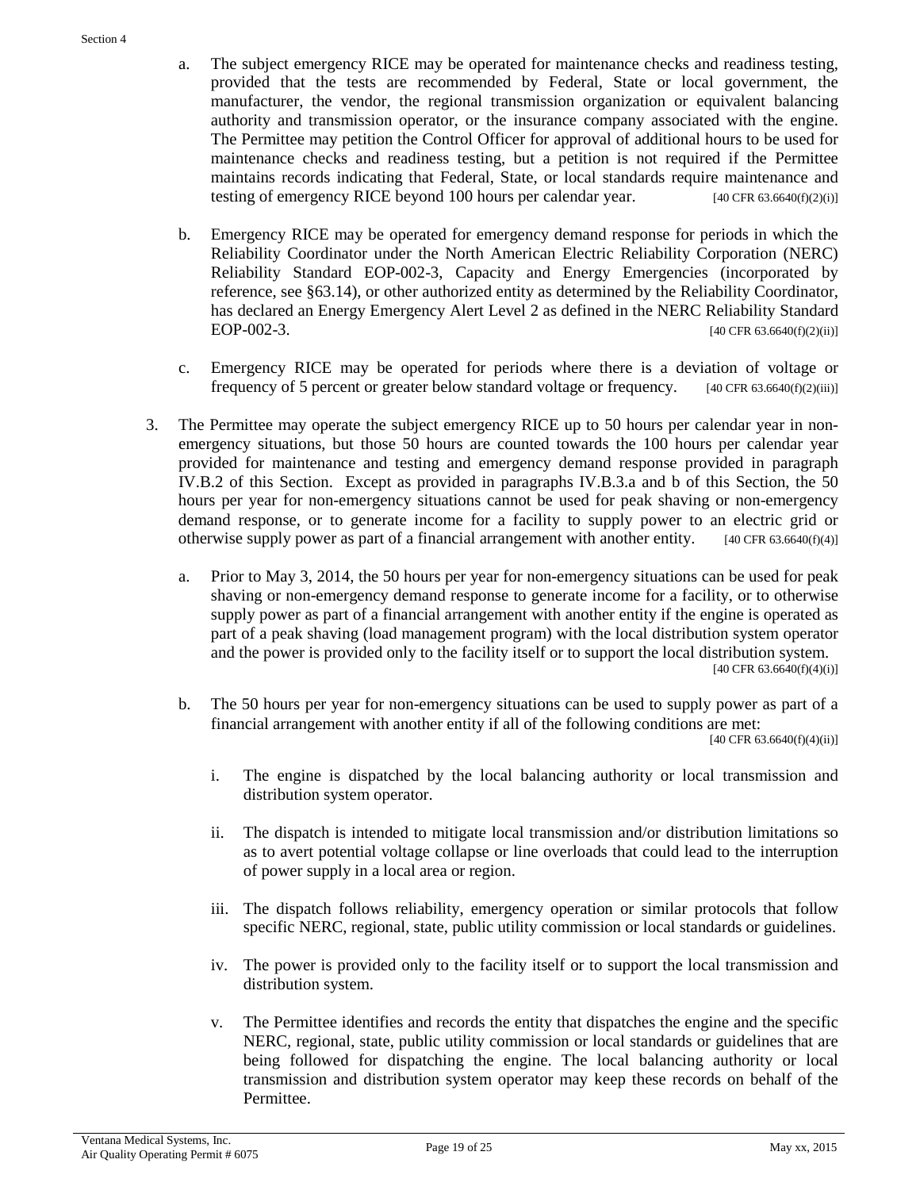a. The subject emergency RICE may be operated for maintenance checks and readiness testing, provided that the tests are recommended by Federal, State or local government, the manufacturer, the vendor, the regional transmission organization or equivalent balancing authority and transmission operator, or the insurance company associated with the engine. The Permittee may petition the Control Officer for approval of additional hours to be used for maintenance checks and readiness testing, but a petition is not required if the Permittee maintains records indicating that Federal, State, or local standards require maintenance and testing of emergency RICE beyond 100 hours per calendar year. [40 CFR 63.6640(f)(2)(i)]

b. Emergency RICE may be operated for emergency demand response for periods in which the Reliability Coordinator under the North American Electric Reliability Corporation (NERC) Reliability Standard EOP-002-3, Capacity and Energy Emergencies (incorporated by reference, see §63.14), or other authorized entity as determined by the Reliability Coordinator, has declared an Energy Emergency Alert Level 2 as defined in the NERC Reliability Standard EOP-002-3. [40 CFR 63.6640(f)(2)(ii)]

c. Emergency RICE may be operated for periods where there is a deviation of voltage or frequency of 5 percent or greater below standard voltage or frequency. [40 CFR 63.6640(f)(2)(iii)]

3. The Permittee may operate the subject emergency RICE up to 50 hours per calendar year in non-emergency situations, but those 50 hours are counted towards the 100 hours per calendar year provided for maintenance and testing and emergency demand response provided in paragraph IV.B.2 of this Section. Except as provided in paragraphs IV.B.3.a and b of this Section, the 50 hours per year for non-emergency situations cannot be used for peak shaving or non-emergency demand response, or to generate income for a facility to supply power to an electric grid or otherwise supply power as part of a financial arrangement with another entity. [40 CFR 63.6640(f)(4)]

   a. Prior to May 3, 2014, the 50 hours per year for non-emergency situations can be used for peak shaving or non-emergency demand response to generate income for a facility, or to otherwise supply power as part of a financial arrangement with another entity if the engine is operated as part of a peak shaving (load management program) with the local distribution system operator and the power is provided only to the facility itself or to support the local distribution system. [40 CFR 63.6640(f)(4)(i)]

   b. The 50 hours per year for non-emergency situations can be used to supply power as part of a financial arrangement with another entity if all of the following conditions are met: [40 CFR 63.6640(f)(4)(ii)]

      i. The engine is dispatched by the local balancing authority or local transmission and distribution system operator.

      ii. The dispatch is intended to mitigate local transmission and/or distribution limitations so as to avert potential voltage collapse or line overloads that could lead to the interruption of power supply in a local area or region.

      iii. The dispatch follows reliability, emergency operation or similar protocols that follow specific NERC, regional, state, public utility commission or local standards or guidelines.

      iv. The power is provided only to the facility itself or to support the local transmission and distribution system.

      v. The Permittee identifies and records the entity that dispatches the engine and the specific NERC, regional, state, public utility commission or local standards or guidelines that are being followed for dispatching the engine. The local balancing authority or local transmission and distribution system operator may keep these records on behalf of the Permittee.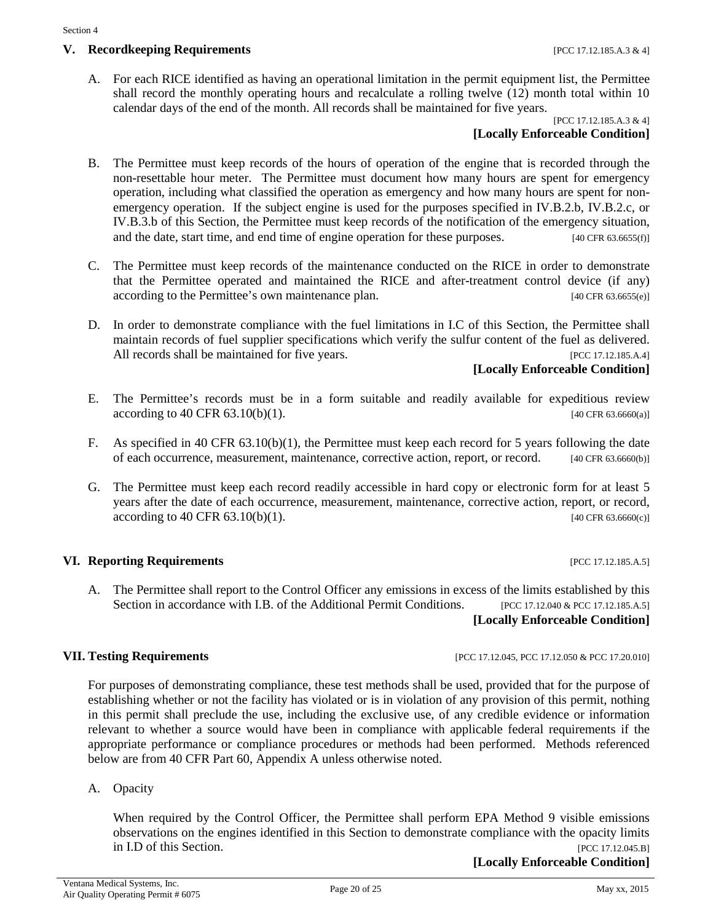## V. Recordkeeping Requirements [PCC 17.12.185.A.3 & 4]

A. For each RICE identified as having an operational limitation in the permit equipment list, the Permittee shall record the monthly operating hours and recalculate a rolling twelve (12) month total within 10 calendar days of the end of the month. All records shall be maintained for five years.

[PCC 17.12.185.A.3 & 4]

**[Locally Enforceable Condition]**

B. The Permittee must keep records of the hours of operation of the engine that is recorded through the non-resettable hour meter. The Permittee must document how many hours are spent for emergency operation, including what classified the operation as emergency and how many hours are spent for non-emergency operation. If the subject engine is used for the purposes specified in IV.B.2.b, IV.B.2.c, or IV.B.3.b of this Section, the Permittee must keep records of the notification of the emergency situation, and the date, start time, and end time of engine operation for these purposes. [40 CFR 63.6655(f)]

C. The Permittee must keep records of the maintenance conducted on the RICE in order to demonstrate that the Permittee operated and maintained the RICE and after-treatment control device (if any) according to the Permittee's own maintenance plan. [40 CFR 63.6655(e)]

D. In order to demonstrate compliance with the fuel limitations in I.C of this Section, the Permittee shall maintain records of fuel supplier specifications which verify the sulfur content of the fuel as delivered. All records shall be maintained for five years. [PCC 17.12.185.A.4]

**[Locally Enforceable Condition]**

E. The Permittee's records must be in a form suitable and readily available for expeditious review according to 40 CFR 63.10(b)(1). [40 CFR 63.6660(a)]

F. As specified in 40 CFR 63.10(b)(1), the Permittee must keep each record for 5 years following the date of each occurrence, measurement, maintenance, corrective action, report, or record. [40 CFR 63.6660(b)]

G. The Permittee must keep each record readily accessible in hard copy or electronic form for at least 5 years after the date of each occurrence, measurement, maintenance, corrective action, report, or record, according to 40 CFR 63.10(b)(1). [40 CFR 63.6660(c)]

## VI. Reporting Requirements [PCC 17.12.185.A.5]

A. The Permittee shall report to the Control Officer any emissions in excess of the limits established by this Section in accordance with I.B. of the Additional Permit Conditions. [PCC 17.12.040 & PCC 17.12.185.A.5]

**[Locally Enforceable Condition]**

## VII. Testing Requirements [PCC 17.12.045, PCC 17.12.050 & PCC 17.20.010]

For purposes of demonstrating compliance, these test methods shall be used, provided that for the purpose of establishing whether or not the facility has violated or is in violation of any provision of this permit, nothing in this permit shall preclude the use, including the exclusive use, of any credible evidence or information relevant to whether a source would have been in compliance with applicable federal requirements if the appropriate performance or compliance procedures or methods had been performed. Methods referenced below are from 40 CFR Part 60, Appendix A unless otherwise noted.

A. Opacity

When required by the Control Officer, the Permittee shall perform EPA Method 9 visible emissions observations on the engines identified in this Section to demonstrate compliance with the opacity limits in I.D of this Section. [PCC 17.12.045.B]

**[Locally Enforceable Condition]**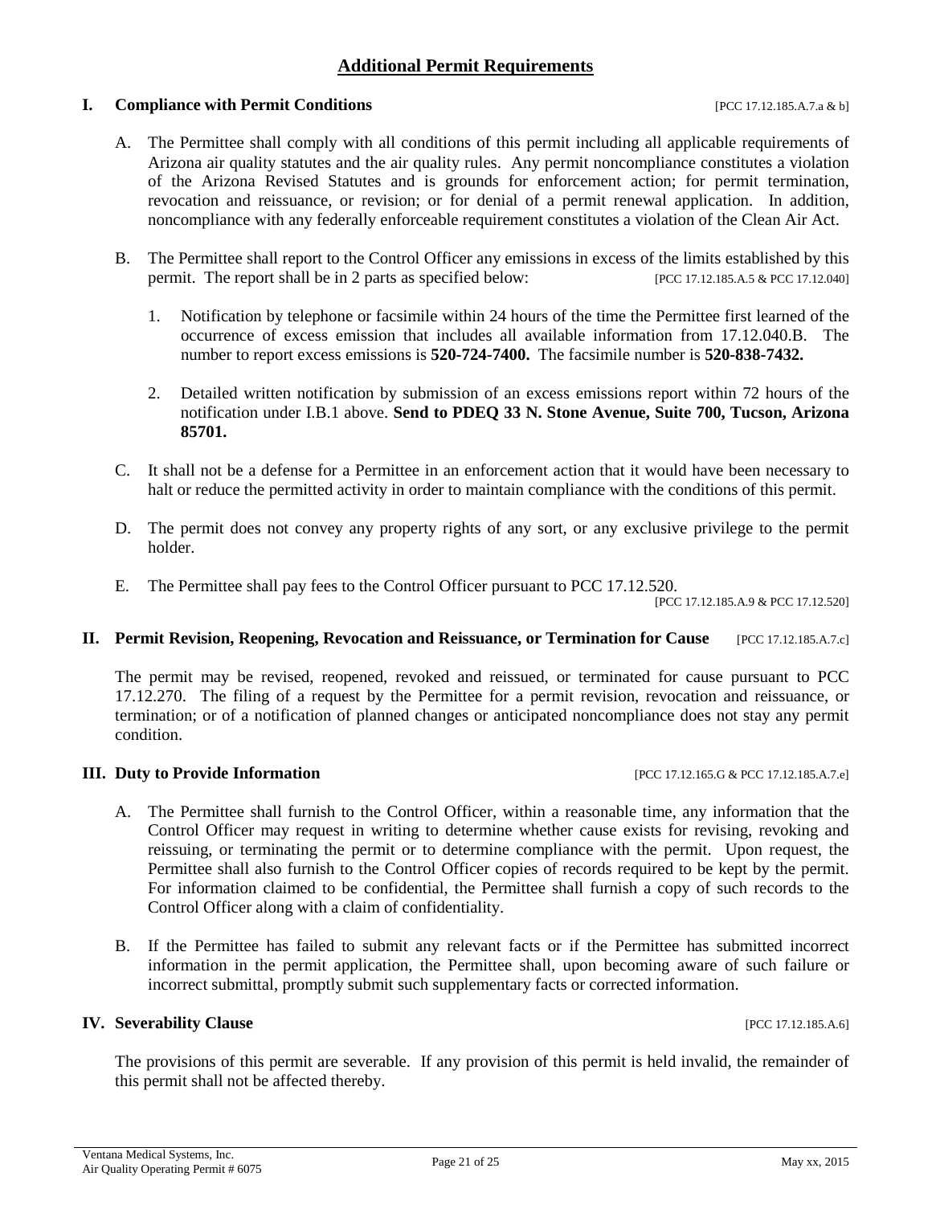## Additional Permit Requirements

### I. Compliance with Permit Conditions [PCC 17.12.185.A.7.a & b]

A. The Permittee shall comply with all conditions of this permit including all applicable requirements of Arizona air quality statutes and the air quality rules. Any permit noncompliance constitutes a violation of the Arizona Revised Statutes and is grounds for enforcement action; for permit termination, revocation and reissuance, or revision; or for denial of a permit renewal application. In addition, noncompliance with any federally enforceable requirement constitutes a violation of the Clean Air Act.

B. The Permittee shall report to the Control Officer any emissions in excess of the limits established by this permit. The report shall be in 2 parts as specified below: [PCC 17.12.185.A.5 & PCC 17.12.040]

   1. Notification by telephone or facsimile within 24 hours of the time the Permittee first learned of the occurrence of excess emission that includes all available information from 17.12.040.B. The number to report excess emissions is **520-724-7400.** The facsimile number is **520-838-7432.**

   2. Detailed written notification by submission of an excess emissions report within 72 hours of the notification under I.B.1 above. **Send to PDEQ 33 N. Stone Avenue, Suite 700, Tucson, Arizona 85701.**

C. It shall not be a defense for a Permittee in an enforcement action that it would have been necessary to halt or reduce the permitted activity in order to maintain compliance with the conditions of this permit.

D. The permit does not convey any property rights of any sort, or any exclusive privilege to the permit holder.

E. The Permittee shall pay fees to the Control Officer pursuant to PCC 17.12.520.
[PCC 17.12.185.A.9 & PCC 17.12.520]

### II. Permit Revision, Reopening, Revocation and Reissuance, or Termination for Cause [PCC 17.12.185.A.7.c]

The permit may be revised, reopened, revoked and reissued, or terminated for cause pursuant to PCC 17.12.270. The filing of a request by the Permittee for a permit revision, revocation and reissuance, or termination; or of a notification of planned changes or anticipated noncompliance does not stay any permit condition.

### III. Duty to Provide Information [PCC 17.12.165.G & PCC 17.12.185.A.7.e]

A. The Permittee shall furnish to the Control Officer, within a reasonable time, any information that the Control Officer may request in writing to determine whether cause exists for revising, revoking and reissuing, or terminating the permit or to determine compliance with the permit. Upon request, the Permittee shall also furnish to the Control Officer copies of records required to be kept by the permit. For information claimed to be confidential, the Permittee shall furnish a copy of such records to the Control Officer along with a claim of confidentiality.

B. If the Permittee has failed to submit any relevant facts or if the Permittee has submitted incorrect information in the permit application, the Permittee shall, upon becoming aware of such failure or incorrect submittal, promptly submit such supplementary facts or corrected information.

### IV. Severability Clause [PCC 17.12.185.A.6]

The provisions of this permit are severable. If any provision of this permit is held invalid, the remainder of this permit shall not be affected thereby.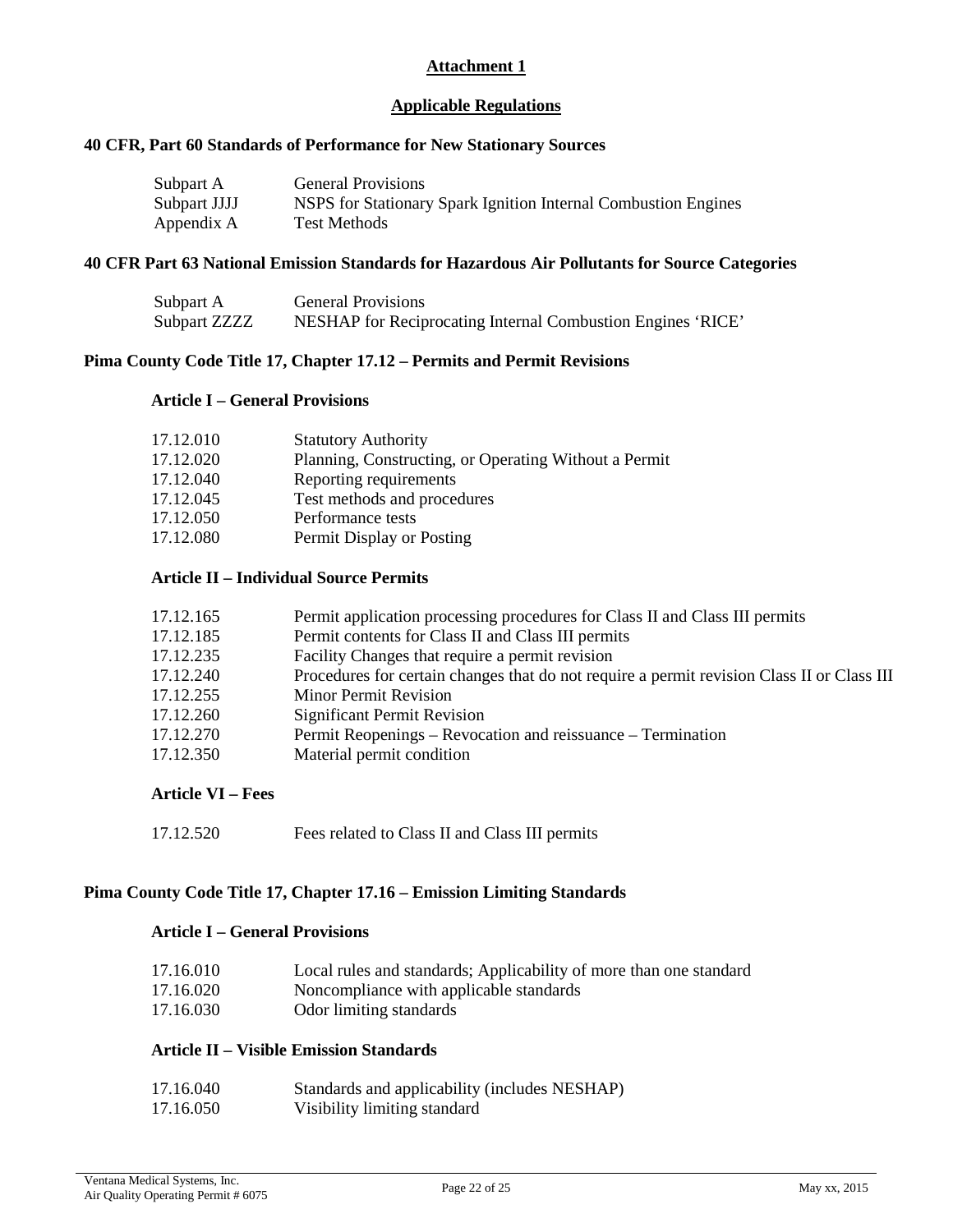# Attachment 1

## Applicable Regulations

### 40 CFR, Part 60 Standards of Performance for New Stationary Sources

| | |
|---|---|
| Subpart A | General Provisions |
| Subpart JJJJ | NSPS for Stationary Spark Ignition Internal Combustion Engines |
| Appendix A | Test Methods |

### 40 CFR Part 63 National Emission Standards for Hazardous Air Pollutants for Source Categories

| | |
|---|---|
| Subpart A | General Provisions |
| Subpart ZZZZ | NESHAP for Reciprocating Internal Combustion Engines 'RICE' |

### Pima County Code Title 17, Chapter 17.12 – Permits and Permit Revisions

#### Article I – General Provisions

| | |
|---|---|
| 17.12.010 | Statutory Authority |
| 17.12.020 | Planning, Constructing, or Operating Without a Permit |
| 17.12.040 | Reporting requirements |
| 17.12.045 | Test methods and procedures |
| 17.12.050 | Performance tests |
| 17.12.080 | Permit Display or Posting |

#### Article II – Individual Source Permits

| | |
|---|---|
| 17.12.165 | Permit application processing procedures for Class II and Class III permits |
| 17.12.185 | Permit contents for Class II and Class III permits |
| 17.12.235 | Facility Changes that require a permit revision |
| 17.12.240 | Procedures for certain changes that do not require a permit revision Class II or Class III |
| 17.12.255 | Minor Permit Revision |
| 17.12.260 | Significant Permit Revision |
| 17.12.270 | Permit Reopenings – Revocation and reissuance – Termination |
| 17.12.350 | Material permit condition |

#### Article VI – Fees

| | |
|---|---|
| 17.12.520 | Fees related to Class II and Class III permits |

### Pima County Code Title 17, Chapter 17.16 – Emission Limiting Standards

#### Article I – General Provisions

| | |
|---|---|
| 17.16.010 | Local rules and standards; Applicability of more than one standard |
| 17.16.020 | Noncompliance with applicable standards |
| 17.16.030 | Odor limiting standards |

#### Article II – Visible Emission Standards

| | |
|---|---|
| 17.16.040 | Standards and applicability (includes NESHAP) |
| 17.16.050 | Visibility limiting standard |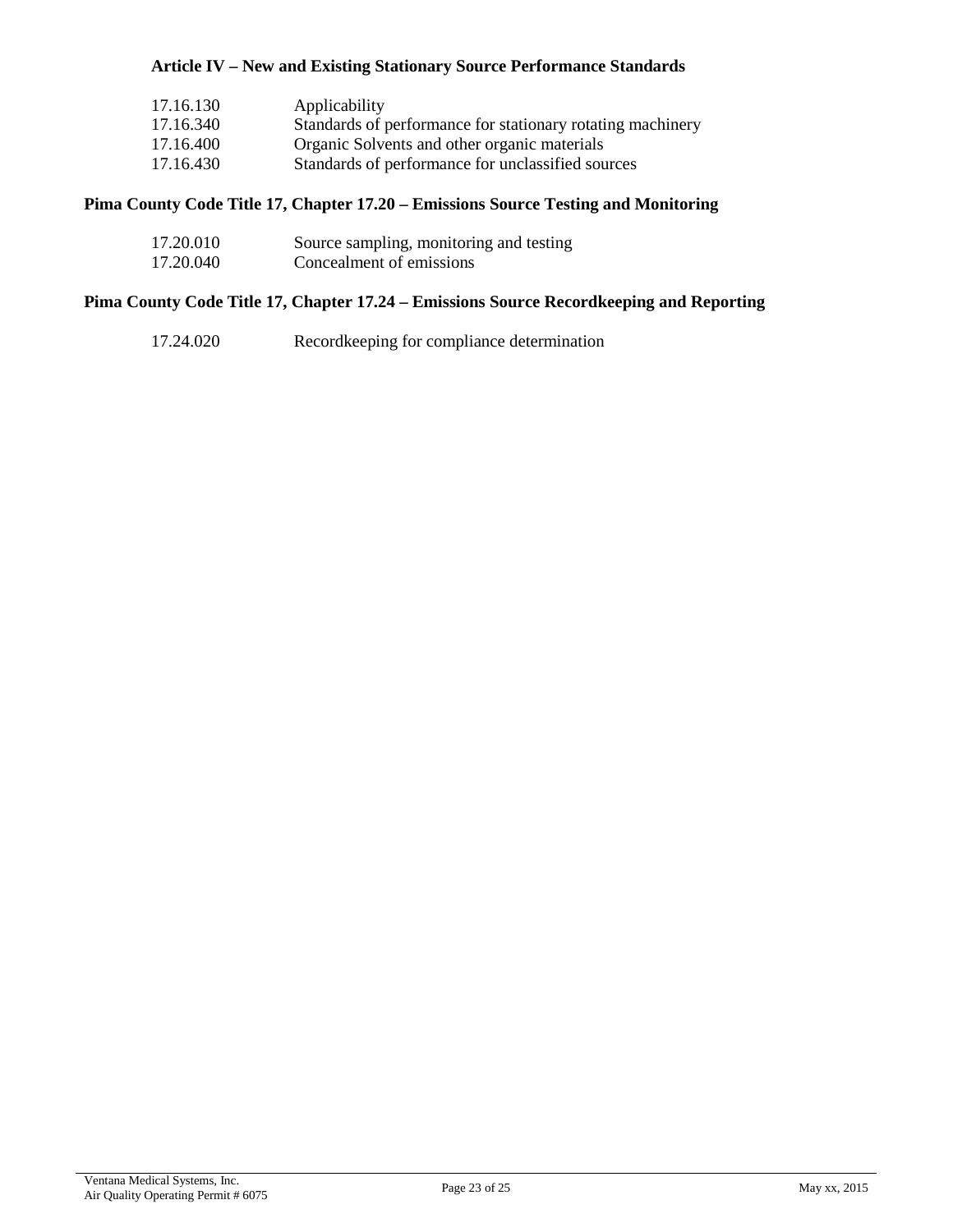**Article IV – New and Existing Stationary Source Performance Standards**

| | |
|---|---|
| 17.16.130 | Applicability |
| 17.16.340 | Standards of performance for stationary rotating machinery |
| 17.16.400 | Organic Solvents and other organic materials |
| 17.16.430 | Standards of performance for unclassified sources |

**Pima County Code Title 17, Chapter 17.20 – Emissions Source Testing and Monitoring**

| | |
|---|---|
| 17.20.010 | Source sampling, monitoring and testing |
| 17.20.040 | Concealment of emissions |

**Pima County Code Title 17, Chapter 17.24 – Emissions Source Recordkeeping and Reporting**

| | |
|---|---|
| 17.24.020 | Recordkeeping for compliance determination |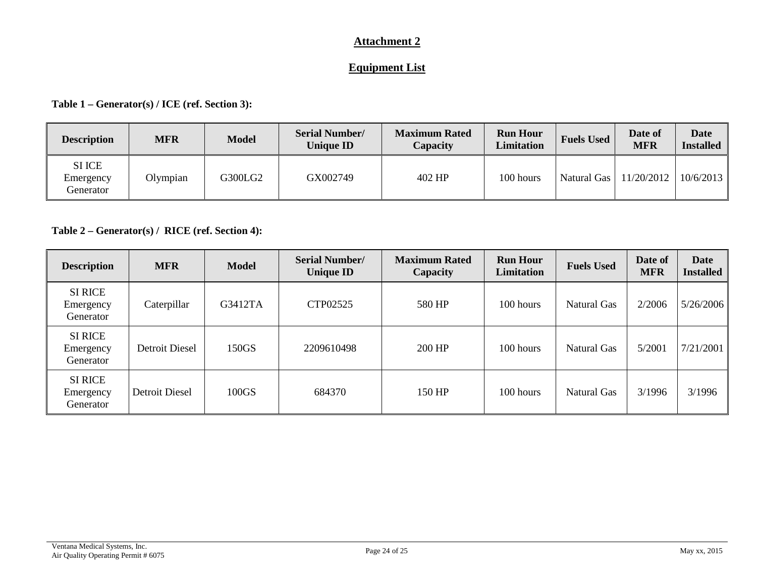## Attachment 2

## Equipment List

**Table 1 – Generator(s) / ICE (ref. Section 3):**

| Description | MFR | Model | Serial Number/ Unique ID | Maximum Rated Capacity | Run Hour Limitation | Fuels Used | Date of MFR | Date Installed |
|---|---|---|---|---|---|---|---|---|
| SI ICE Emergency Generator | Olympian | G300LG2 | GX002749 | 402 HP | 100 hours | Natural Gas | 11/20/2012 | 10/6/2013 |

**Table 2 – Generator(s) / RICE (ref. Section 4):**

| Description | MFR | Model | Serial Number/ Unique ID | Maximum Rated Capacity | Run Hour Limitation | Fuels Used | Date of MFR | Date Installed |
|---|---|---|---|---|---|---|---|---|
| SI RICE Emergency Generator | Caterpillar | G3412TA | CTP02525 | 580 HP | 100 hours | Natural Gas | 2/2006 | 5/26/2006 |
| SI RICE Emergency Generator | Detroit Diesel | 150GS | 2209610498 | 200 HP | 100 hours | Natural Gas | 5/2001 | 7/21/2001 |
| SI RICE Emergency Generator | Detroit Diesel | 100GS | 684370 | 150 HP | 100 hours | Natural Gas | 3/1996 | 3/1996 |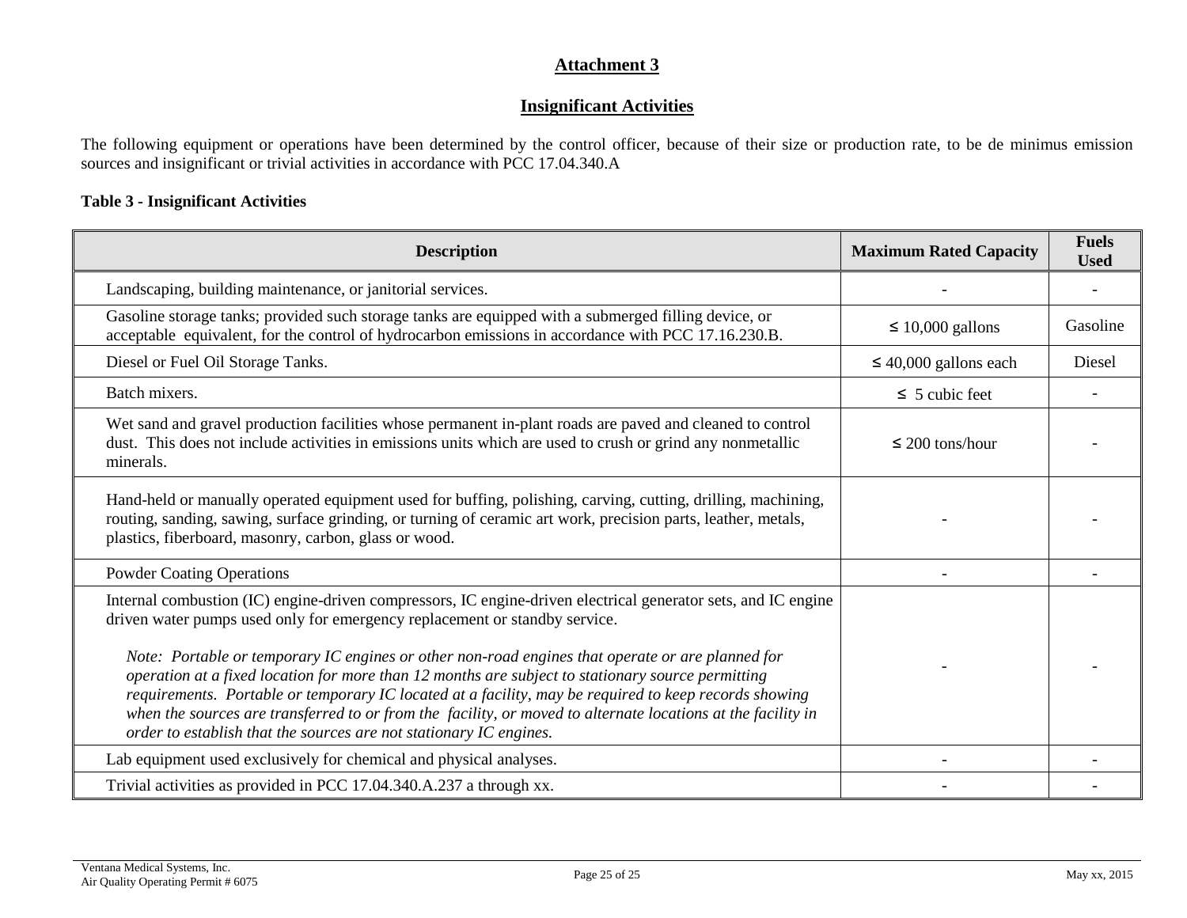# Attachment 3

## Insignificant Activities

The following equipment or operations have been determined by the control officer, because of their size or production rate, to be de minimus emission sources and insignificant or trivial activities in accordance with PCC 17.04.340.A

**Table 3 - Insignificant Activities**

| Description | Maximum Rated Capacity | Fuels Used |
|---|---|---|
| Landscaping, building maintenance, or janitorial services. | - | - |
| Gasoline storage tanks; provided such storage tanks are equipped with a submerged filling device, or acceptable equivalent, for the control of hydrocarbon emissions in accordance with PCC 17.16.230.B. | ≤ 10,000 gallons | Gasoline |
| Diesel or Fuel Oil Storage Tanks. | ≤ 40,000 gallons each | Diesel |
| Batch mixers. | ≤ 5 cubic feet | - |
| Wet sand and gravel production facilities whose permanent in-plant roads are paved and cleaned to control dust. This does not include activities in emissions units which are used to crush or grind any nonmetallic minerals. | ≤ 200 tons/hour | - |
| Hand-held or manually operated equipment used for buffing, polishing, carving, cutting, drilling, machining, routing, sanding, sawing, surface grinding, or turning of ceramic art work, precision parts, leather, metals, plastics, fiberboard, masonry, carbon, glass or wood. | - | - |
| Powder Coating Operations | - | - |
| Internal combustion (IC) engine-driven compressors, IC engine-driven electrical generator sets, and IC engine driven water pumps used only for emergency replacement or standby service.<br><br>*Note: Portable or temporary IC engines or other non-road engines that operate or are planned for operation at a fixed location for more than 12 months are subject to stationary source permitting requirements. Portable or temporary IC located at a facility, may be required to keep records showing when the sources are transferred to or from the facility, or moved to alternate locations at the facility in order to establish that the sources are not stationary IC engines.* | - | - |
| Lab equipment used exclusively for chemical and physical analyses. | - | - |
| Trivial activities as provided in PCC 17.04.340.A.237 a through xx. | - | - |